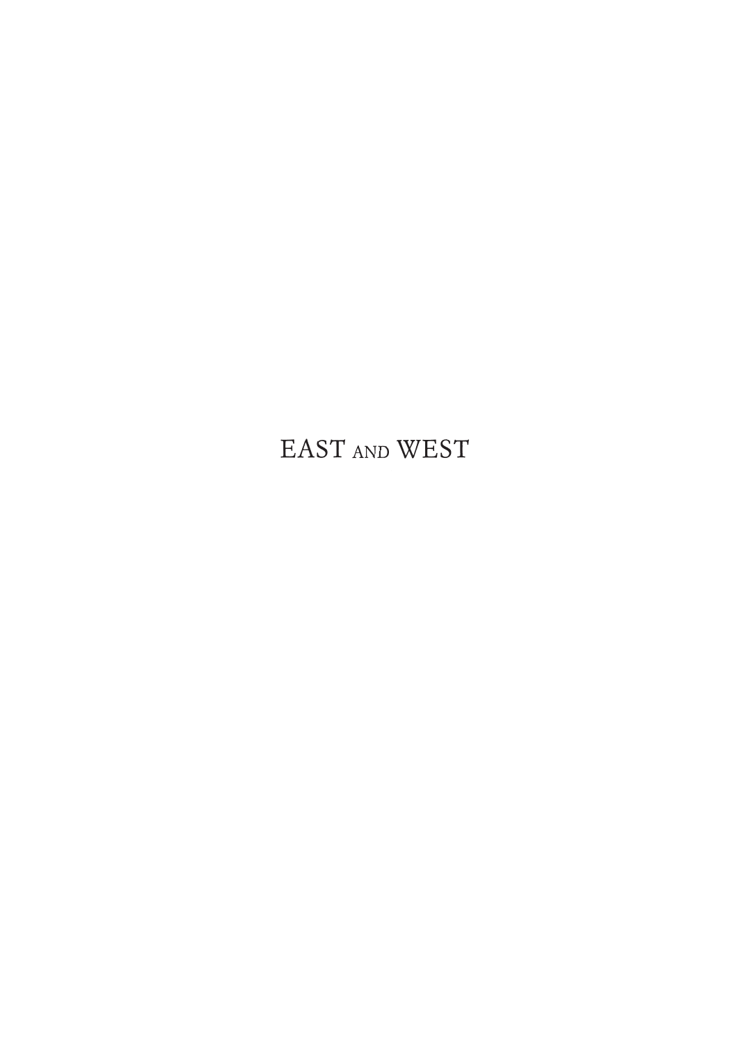# EAST AND WEST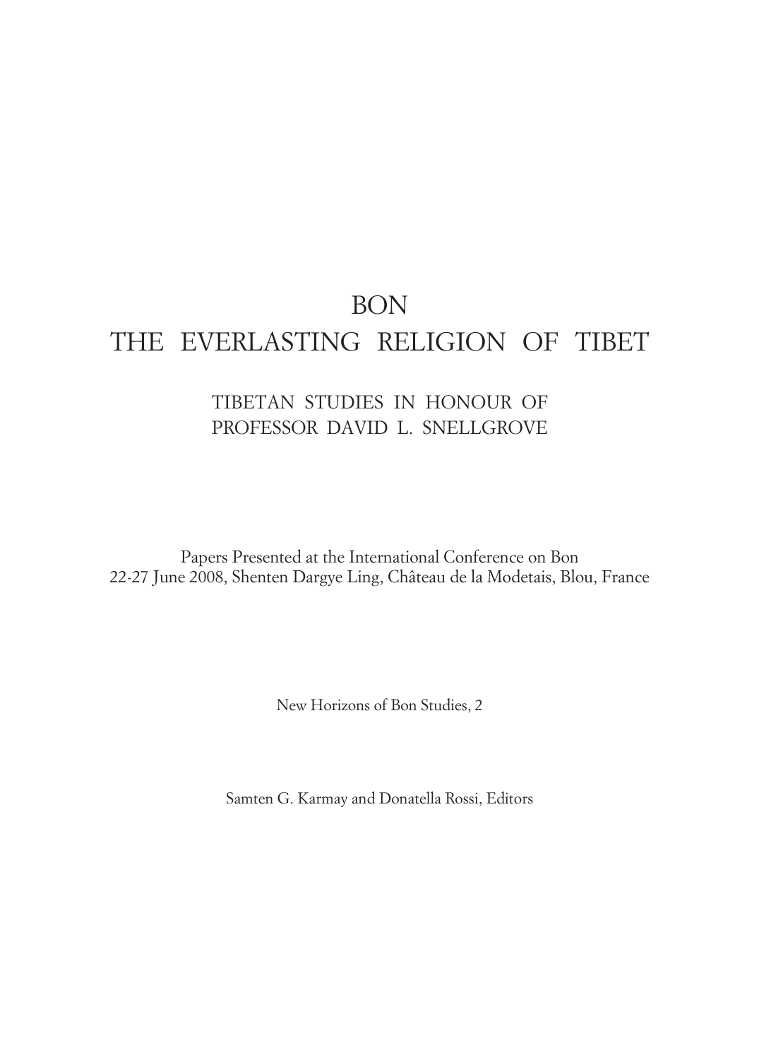# BON
# THE EVERLASTING RELIGION OF TIBET

## TIBETAN STUDIES IN HONOUR OF PROFESSOR DAVID L. SNELLGROVE

Papers Presented at the International Conference on Bon
22-27 June 2008, Shenten Dargye Ling, Château de la Modetais, Blou, France

New Horizons of Bon Studies, 2

Samten G. Karmay and Donatella Rossi, Editors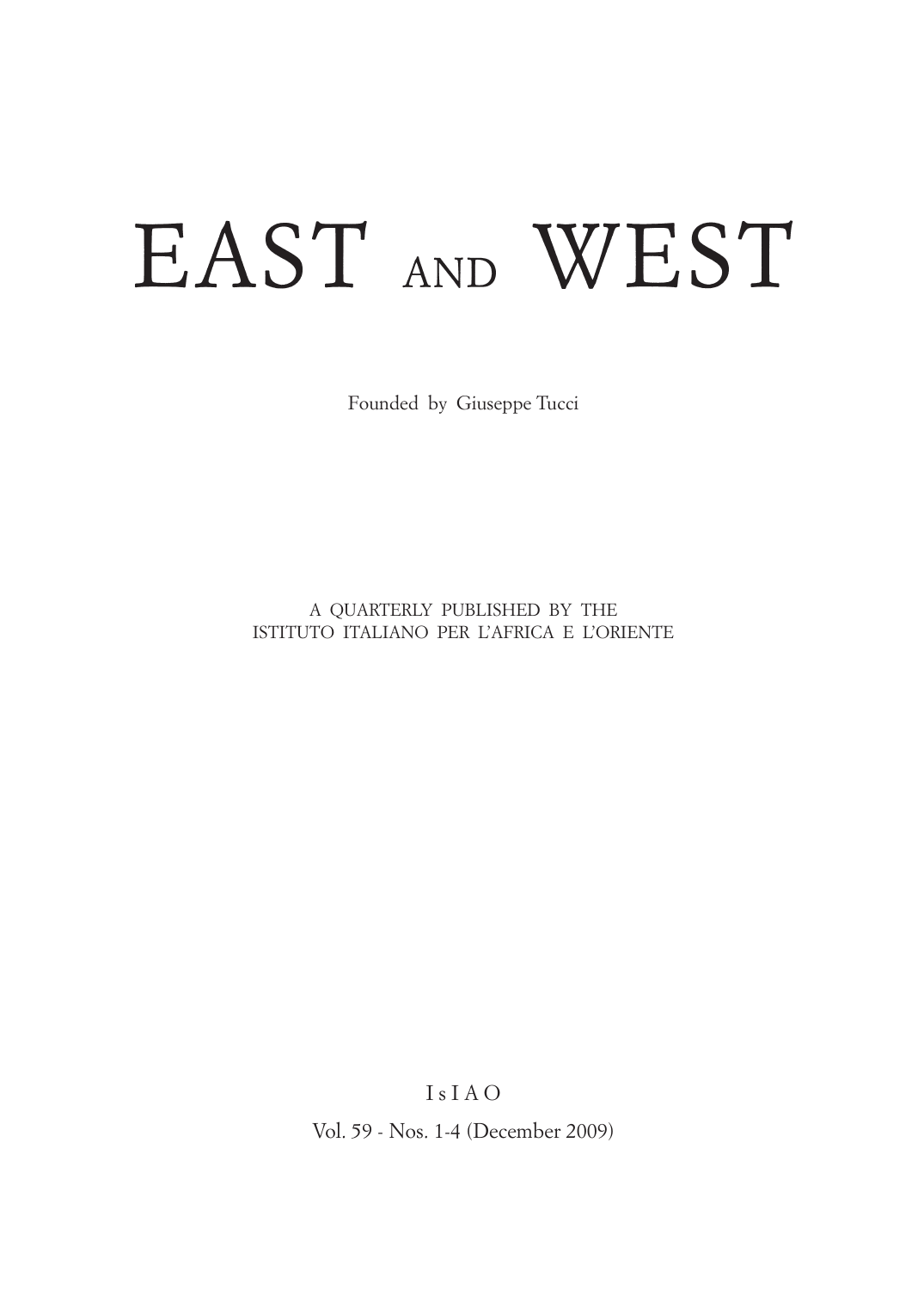# EAST AND WEST

Founded by Giuseppe Tucci

A QUARTERLY PUBLISHED BY THE
ISTITUTO ITALIANO PER L'AFRICA E L'ORIENTE

IsIAO

Vol. 59 - Nos. 1-4 (December 2009)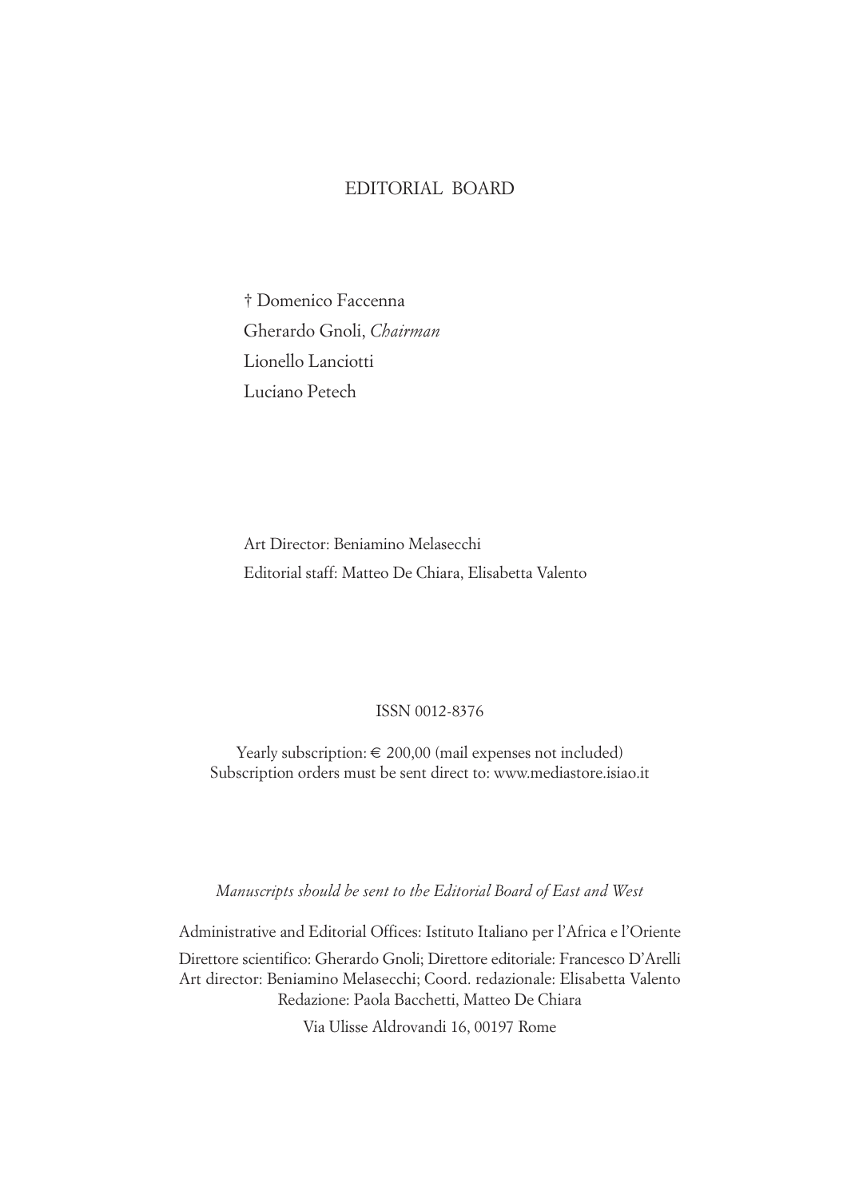# EDITORIAL BOARD

† Domenico Faccenna  
Gherardo Gnoli, *Chairman*  
Lionello Lanciotti  
Luciano Petech

Art Director: Beniamino Melasecchi  
Editorial staff: Matteo De Chiara, Elisabetta Valento

ISSN 0012-8376

Yearly subscription: € 200,00 (mail expenses not included)  
Subscription orders must be sent direct to: www.mediastore.isiao.it

*Manuscripts should be sent to the Editorial Board of East and West*

Administrative and Editorial Offices: Istituto Italiano per l'Africa e l'Oriente

Direttore scientifico: Gherardo Gnoli; Direttore editoriale: Francesco D'Arelli  
Art director: Beniamino Melasecchi; Coord. redazionale: Elisabetta Valento  
Redazione: Paola Bacchetti, Matteo De Chiara

Via Ulisse Aldrovandi 16, 00197 Rome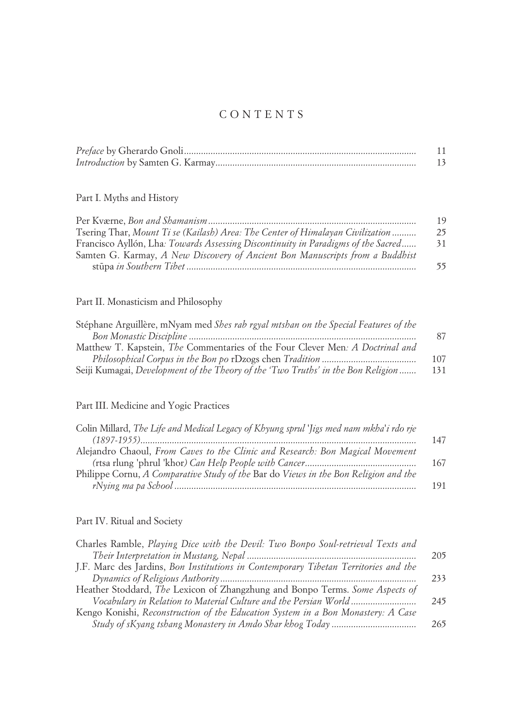# CONTENTS

*Preface* by Gherardo Gnoli .......... 11
*Introduction* by Samten G. Karmay .......... 13

## Part I. Myths and History

Per Kværne, *Bon and Shamanism* .......... 19

Tsering Thar, *Mount Ti se (Kailash) Area: The Center of Himalayan Civilization* .......... 25

Francisco Ayllón, Lha*: Towards Assessing Discontinuity in Paradigms of the Sacred* .......... 31

Samten G. Karmay, *A New Discovery of Ancient Bon Manuscripts from a Buddhist* stūpa *in Southern Tibet* .......... 55

## Part II. Monasticism and Philosophy

Stéphane Arguillère, mNyam med *Shes rab rgyal mtshan on the Special Features of the Bon Monastic Discipline* .......... 87

Matthew T. Kapstein, *The* Commentaries of the Four Clever Men*: A Doctrinal and Philosophical Corpus in the Bon po* rDzogs chen *Tradition* .......... 107

Seiji Kumagai, *Development of the Theory of the 'Two Truths' in the Bon Religion* .......... 131

## Part III. Medicine and Yogic Practices

Colin Millard, *The Life and Medical Legacy of Khyung sprul 'Jigs med nam mkha'i rdo rje (1897-1955)* .......... 147

Alejandro Chaoul, *From Caves to the Clinic and Research: Bon Magical Movement (*rtsa rlung 'phrul 'khor*) Can Help People with Cancer* .......... 167

Philippe Cornu, *A Comparative Study of the* Bar do *Views in the Bon Religion and the rNying ma pa School* .......... 191

## Part IV. Ritual and Society

Charles Ramble, *Playing Dice with the Devil: Two Bonpo Soul-retrieval Texts and Their Interpretation in Mustang, Nepal* .......... 205

J.F. Marc des Jardins, *Bon Institutions in Contemporary Tibetan Territories and the Dynamics of Religious Authority* .......... 233

Heather Stoddard, *The* Lexicon of Zhangzhung and Bonpo Terms*. Some Aspects of Vocabulary in Relation to Material Culture and the Persian World* .......... 245

Kengo Konishi, *Reconstruction of the Education System in a Bon Monastery: A Case Study of sKyang tshang Monastery in Amdo Shar khog Today* .......... 265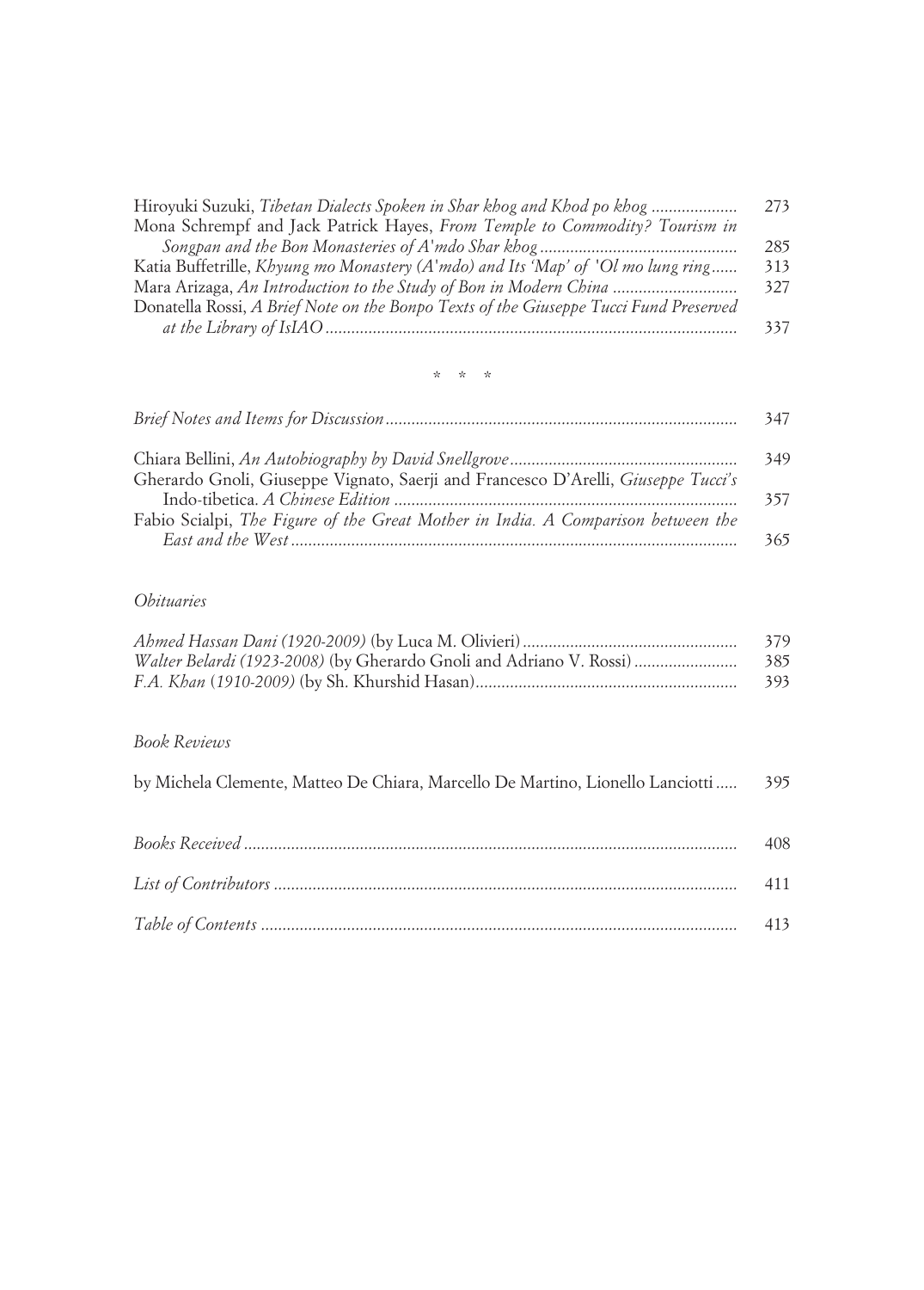Hiroyuki Suzuki, *Tibetan Dialects Spoken in Shar khog and Khod po khog* .................... 273

Mona Schrempf and Jack Patrick Hayes, *From Temple to Commodity? Tourism in Songpan and the Bon Monasteries of A'mdo Shar khog* .................... 285

Katia Buffetrille, *Khyung mo Monastery (A'mdo) and Its 'Map' of 'Ol mo lung ring* .................... 313

Mara Arizaga, *An Introduction to the Study of Bon in Modern China* .................... 327

Donatella Rossi, *A Brief Note on the Bonpo Texts of the Giuseppe Tucci Fund Preserved at the Library of IsIAO* .................... 337

\* \* \*

*Brief Notes and Items for Discussion* .................... 347

Chiara Bellini, *An Autobiography by David Snellgrove* .................... 349

Gherardo Gnoli, Giuseppe Vignato, Saerji and Francesco D'Arelli, *Giuseppe Tucci's* Indo-tibetica. *A Chinese Edition* .................... 357

Fabio Scialpi, *The Figure of the Great Mother in India. A Comparison between the East and the West* .................... 365

*Obituaries*

*Ahmed Hassan Dani (1920-2009)* (by Luca M. Olivieri) .................... 379

*Walter Belardi (1923-2008)* (by Gherardo Gnoli and Adriano V. Rossi) .................... 385

*F.A. Khan (1910-2009)* (by Sh. Khurshid Hasan) .................... 393

*Book Reviews*

by Michela Clemente, Matteo De Chiara, Marcello De Martino, Lionello Lanciotti .................... 395

*Books Received* .................... 408

*List of Contributors* .................... 411

*Table of Contents* .................... 413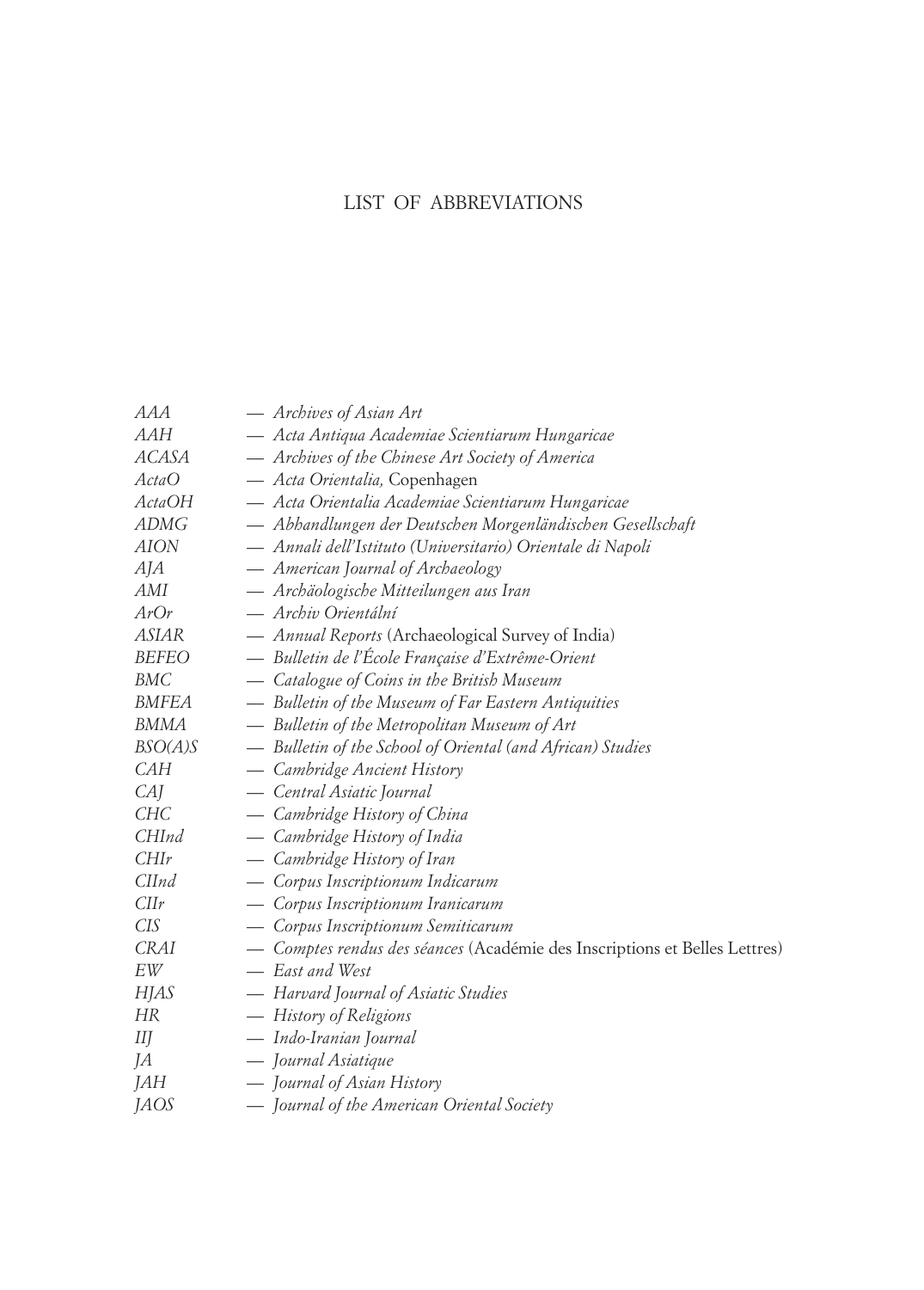# LIST OF ABBREVIATIONS

| | |
|---|---|
| *AAA* | — *Archives of Asian Art* |
| *AAH* | — *Acta Antiqua Academiae Scientiarum Hungaricae* |
| *ACASA* | — *Archives of the Chinese Art Society of America* |
| *ActaO* | — *Acta Orientalia,* Copenhagen |
| *ActaOH* | — *Acta Orientalia Academiae Scientiarum Hungaricae* |
| *ADMG* | — *Abhandlungen der Deutschen Morgenländischen Gesellschaft* |
| *AION* | — *Annali dell'Istituto (Universitario) Orientale di Napoli* |
| *AJA* | — *American Journal of Archaeology* |
| *AMI* | — *Archäologische Mitteilungen aus Iran* |
| *ArOr* | — *Archiv Orientální* |
| *ASIAR* | — *Annual Reports* (Archaeological Survey of India) |
| *BEFEO* | — *Bulletin de l'École Française d'Extrême-Orient* |
| *BMC* | — *Catalogue of Coins in the British Museum* |
| *BMFEA* | — *Bulletin of the Museum of Far Eastern Antiquities* |
| *BMMA* | — *Bulletin of the Metropolitan Museum of Art* |
| *BSO(A)S* | — *Bulletin of the School of Oriental (and African) Studies* |
| *CAH* | — *Cambridge Ancient History* |
| *CAJ* | — *Central Asiatic Journal* |
| *CHC* | — *Cambridge History of China* |
| *CHInd* | — *Cambridge History of India* |
| *CHIr* | — *Cambridge History of Iran* |
| *CIInd* | — *Corpus Inscriptionum Indicarum* |
| *CIIr* | — *Corpus Inscriptionum Iranicarum* |
| *CIS* | — *Corpus Inscriptionum Semiticarum* |
| *CRAI* | — *Comptes rendus des séances* (Académie des Inscriptions et Belles Lettres) |
| *EW* | — *East and West* |
| *HJAS* | — *Harvard Journal of Asiatic Studies* |
| *HR* | — *History of Religions* |
| *IIJ* | — *Indo-Iranian Journal* |
| *JA* | — *Journal Asiatique* |
| *JAH* | — *Journal of Asian History* |
| *JAOS* | — *Journal of the American Oriental Society* |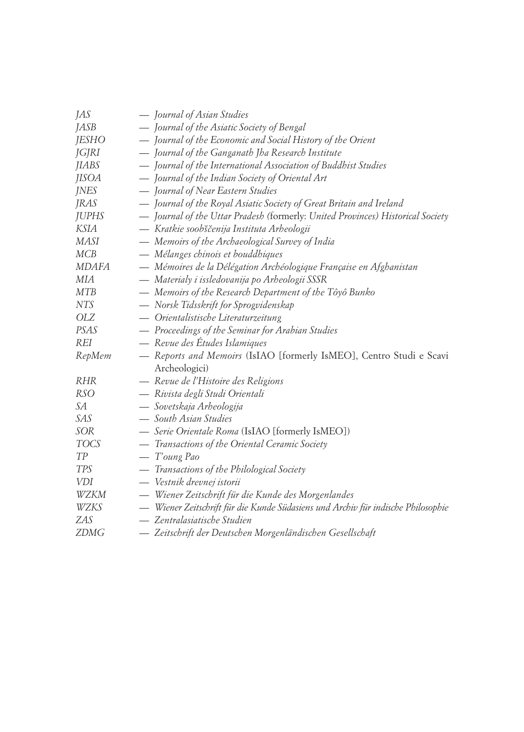*JAS* — *Journal of Asian Studies*
*JASB* — *Journal of the Asiatic Society of Bengal*
*JESHO* — *Journal of the Economic and Social History of the Orient*
*JGJRI* — *Journal of the Ganganath Jha Research Institute*
*JIABS* — *Journal of the International Association of Buddhist Studies*
*JISOA* — *Journal of the Indian Society of Oriental Art*
*JNES* — *Journal of Near Eastern Studies*
*JRAS* — *Journal of the Royal Asiatic Society of Great Britain and Ireland*
*JUPHS* — *Journal of the Uttar Pradesh* (formerly: *United Provinces*) *Historical Society*
*KSIA* — *Kratkie soobščenija Instituta Arheologii*
*MASI* — *Memoirs of the Archaeological Survey of India*
*MCB* — *Mélanges chinois et bouddhiques*
*MDAFA* — *Mémoires de la Délégation Archéologique Française en Afghanistan*
*MIA* — *Materialy i issledovanija po Arheologii SSSR*
*MTB* — *Memoirs of the Research Department of the Tôyô Bunko*
*NTS* — *Norsk Tidsskrift for Sprogvidenskap*
*OLZ* — *Orientalistische Literaturzeitung*
*PSAS* — *Proceedings of the Seminar for Arabian Studies*
*REI* — *Revue des Études Islamiques*
*RepMem* — *Reports and Memoirs* (IsIAO [formerly IsMEO], Centro Studi e Scavi Archeologici)
*RHR* — *Revue de l'Histoire des Religions*
*RSO* — *Rivista degli Studi Orientali*
*SA* — *Sovetskaja Arheologija*
*SAS* — *South Asian Studies*
*SOR* — *Serie Orientale Roma* (IsIAO [formerly IsMEO])
*TOCS* — *Transactions of the Oriental Ceramic Society*
*TP* — *T'oung Pao*
*TPS* — *Transactions of the Philological Society*
*VDI* — *Vestnik drevnej istorii*
*WZKM* — *Wiener Zeitschrift für die Kunde des Morgenlandes*
*WZKS* — *Wiener Zeitschrift für die Kunde Südasiens und Archiv für indische Philosophie*
*ZAS* — *Zentralasiatische Studien*
*ZDMG* — *Zeitschrift der Deutschen Morgenländischen Gesellschaft*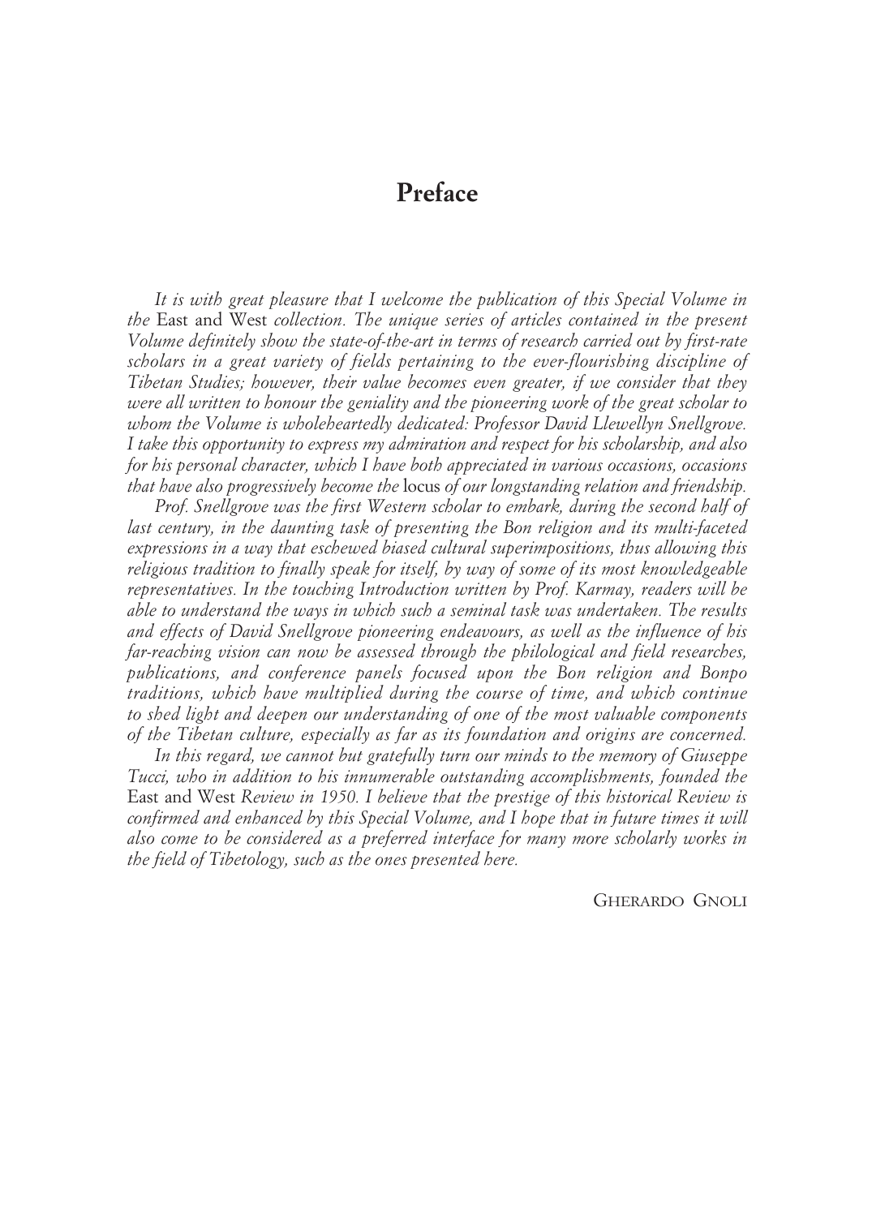# Preface

*It is with great pleasure that I welcome the publication of this Special Volume in the* East and West *collection. The unique series of articles contained in the present Volume definitely show the state-of-the-art in terms of research carried out by first-rate scholars in a great variety of fields pertaining to the ever-flourishing discipline of Tibetan Studies; however, their value becomes even greater, if we consider that they were all written to honour the geniality and the pioneering work of the great scholar to whom the Volume is wholeheartedly dedicated: Professor David Llewellyn Snellgrove. I take this opportunity to express my admiration and respect for his scholarship, and also for his personal character, which I have both appreciated in various occasions, occasions that have also progressively become the* locus *of our longstanding relation and friendship.*

*Prof. Snellgrove was the first Western scholar to embark, during the second half of last century, in the daunting task of presenting the Bon religion and its multi-faceted expressions in a way that eschewed biased cultural superimpositions, thus allowing this religious tradition to finally speak for itself, by way of some of its most knowledgeable representatives. In the touching Introduction written by Prof. Karmay, readers will be able to understand the ways in which such a seminal task was undertaken. The results and effects of David Snellgrove pioneering endeavours, as well as the influence of his far-reaching vision can now be assessed through the philological and field researches, publications, and conference panels focused upon the Bon religion and Bonpo traditions, which have multiplied during the course of time, and which continue to shed light and deepen our understanding of one of the most valuable components of the Tibetan culture, especially as far as its foundation and origins are concerned.*

*In this regard, we cannot but gratefully turn our minds to the memory of Giuseppe Tucci, who in addition to his innumerable outstanding accomplishments, founded the* East and West *Review in 1950. I believe that the prestige of this historical Review is confirmed and enhanced by this Special Volume, and I hope that in future times it will also come to be considered as a preferred interface for many more scholarly works in the field of Tibetology, such as the ones presented here.*

GHERARDO GNOLI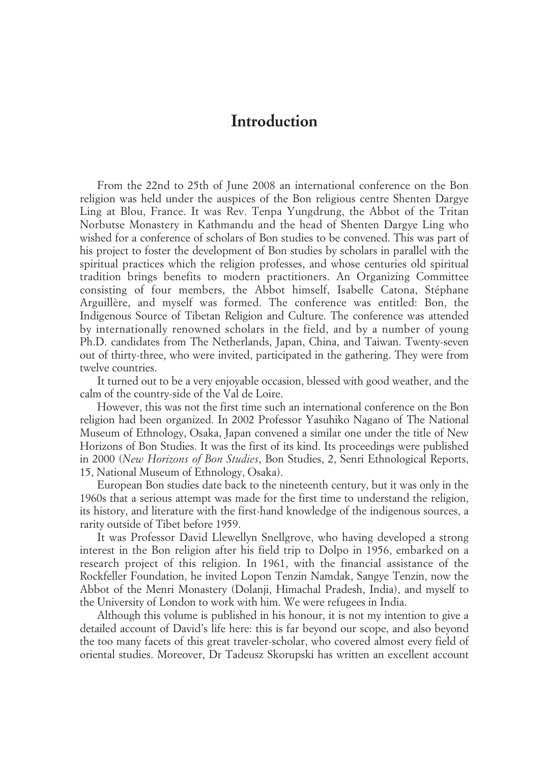# Introduction

From the 22nd to 25th of June 2008 an international conference on the Bon religion was held under the auspices of the Bon religious centre Shenten Dargye Ling at Blou, France. It was Rev. Tenpa Yungdrung, the Abbot of the Tritan Norbutse Monastery in Kathmandu and the head of Shenten Dargye Ling who wished for a conference of scholars of Bon studies to be convened. This was part of his project to foster the development of Bon studies by scholars in parallel with the spiritual practices which the religion professes, and whose centuries old spiritual tradition brings benefits to modern practitioners. An Organizing Committee consisting of four members, the Abbot himself, Isabelle Catona, Stéphane Arguillère, and myself was formed. The conference was entitled: Bon, the Indigenous Source of Tibetan Religion and Culture. The conference was attended by internationally renowned scholars in the field, and by a number of young Ph.D. candidates from The Netherlands, Japan, China, and Taiwan. Twenty-seven out of thirty-three, who were invited, participated in the gathering. They were from twelve countries.

It turned out to be a very enjoyable occasion, blessed with good weather, and the calm of the country-side of the Val de Loire.

However, this was not the first time such an international conference on the Bon religion had been organized. In 2002 Professor Yasuhiko Nagano of The National Museum of Ethnology, Osaka, Japan convened a similar one under the title of New Horizons of Bon Studies. It was the first of its kind. Its proceedings were published in 2000 (*New Horizons of Bon Studies*, Bon Studies, 2, Senri Ethnological Reports, 15, National Museum of Ethnology, Osaka).

European Bon studies date back to the nineteenth century, but it was only in the 1960s that a serious attempt was made for the first time to understand the religion, its history, and literature with the first-hand knowledge of the indigenous sources, a rarity outside of Tibet before 1959.

It was Professor David Llewellyn Snellgrove, who having developed a strong interest in the Bon religion after his field trip to Dolpo in 1956, embarked on a research project of this religion. In 1961, with the financial assistance of the Rockfeller Foundation, he invited Lopon Tenzin Namdak, Sangye Tenzin, now the Abbot of the Menri Monastery (Dolanji, Himachal Pradesh, India), and myself to the University of London to work with him. We were refugees in India.

Although this volume is published in his honour, it is not my intention to give a detailed account of David's life here: this is far beyond our scope, and also beyond the too many facets of this great traveler-scholar, who covered almost every field of oriental studies. Moreover, Dr Tadeusz Skorupski has written an excellent account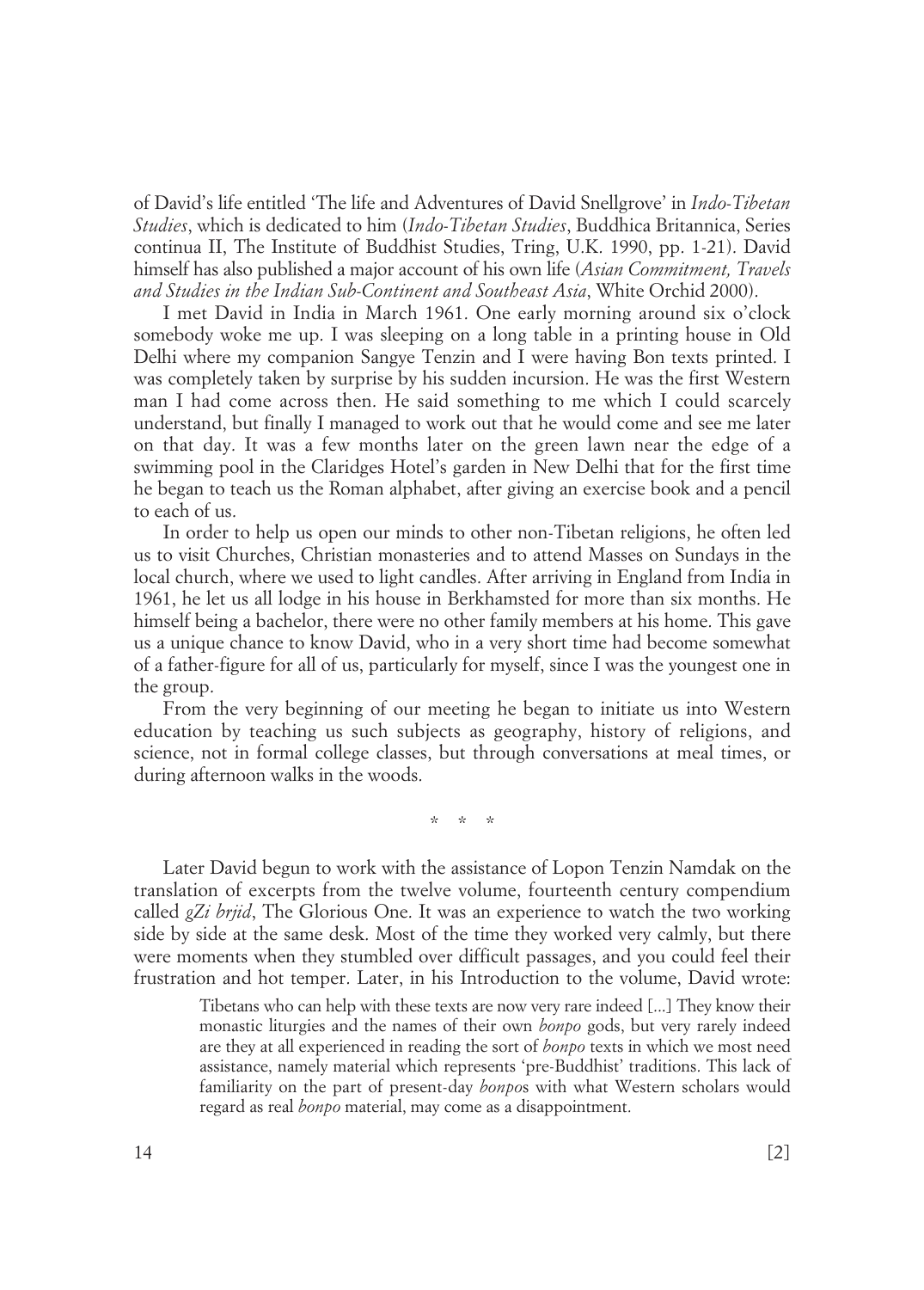of David's life entitled 'The life and Adventures of David Snellgrove' in *Indo-Tibetan Studies*, which is dedicated to him (*Indo-Tibetan Studies*, Buddhica Britannica, Series continua II, The Institute of Buddhist Studies, Tring, U.K. 1990, pp. 1-21). David himself has also published a major account of his own life (*Asian Commitment, Travels and Studies in the Indian Sub-Continent and Southeast Asia*, White Orchid 2000).

I met David in India in March 1961. One early morning around six o'clock somebody woke me up. I was sleeping on a long table in a printing house in Old Delhi where my companion Sangye Tenzin and I were having Bon texts printed. I was completely taken by surprise by his sudden incursion. He was the first Western man I had come across then. He said something to me which I could scarcely understand, but finally I managed to work out that he would come and see me later on that day. It was a few months later on the green lawn near the edge of a swimming pool in the Claridges Hotel's garden in New Delhi that for the first time he began to teach us the Roman alphabet, after giving an exercise book and a pencil to each of us.

In order to help us open our minds to other non-Tibetan religions, he often led us to visit Churches, Christian monasteries and to attend Masses on Sundays in the local church, where we used to light candles. After arriving in England from India in 1961, he let us all lodge in his house in Berkhamsted for more than six months. He himself being a bachelor, there were no other family members at his home. This gave us a unique chance to know David, who in a very short time had become somewhat of a father-figure for all of us, particularly for myself, since I was the youngest one in the group.

From the very beginning of our meeting he began to initiate us into Western education by teaching us such subjects as geography, history of religions, and science, not in formal college classes, but through conversations at meal times, or during afternoon walks in the woods.

\* \* \*

Later David begun to work with the assistance of Lopon Tenzin Namdak on the translation of excerpts from the twelve volume, fourteenth century compendium called *gZi brjid*, The Glorious One. It was an experience to watch the two working side by side at the same desk. Most of the time they worked very calmly, but there were moments when they stumbled over difficult passages, and you could feel their frustration and hot temper. Later, in his Introduction to the volume, David wrote:

> Tibetans who can help with these texts are now very rare indeed [...] They know their monastic liturgies and the names of their own *bonpo* gods, but very rarely indeed are they at all experienced in reading the sort of *bonpo* texts in which we most need assistance, namely material which represents 'pre-Buddhist' traditions. This lack of familiarity on the part of present-day *bonpo*s with what Western scholars would regard as real *bonpo* material, may come as a disappointment.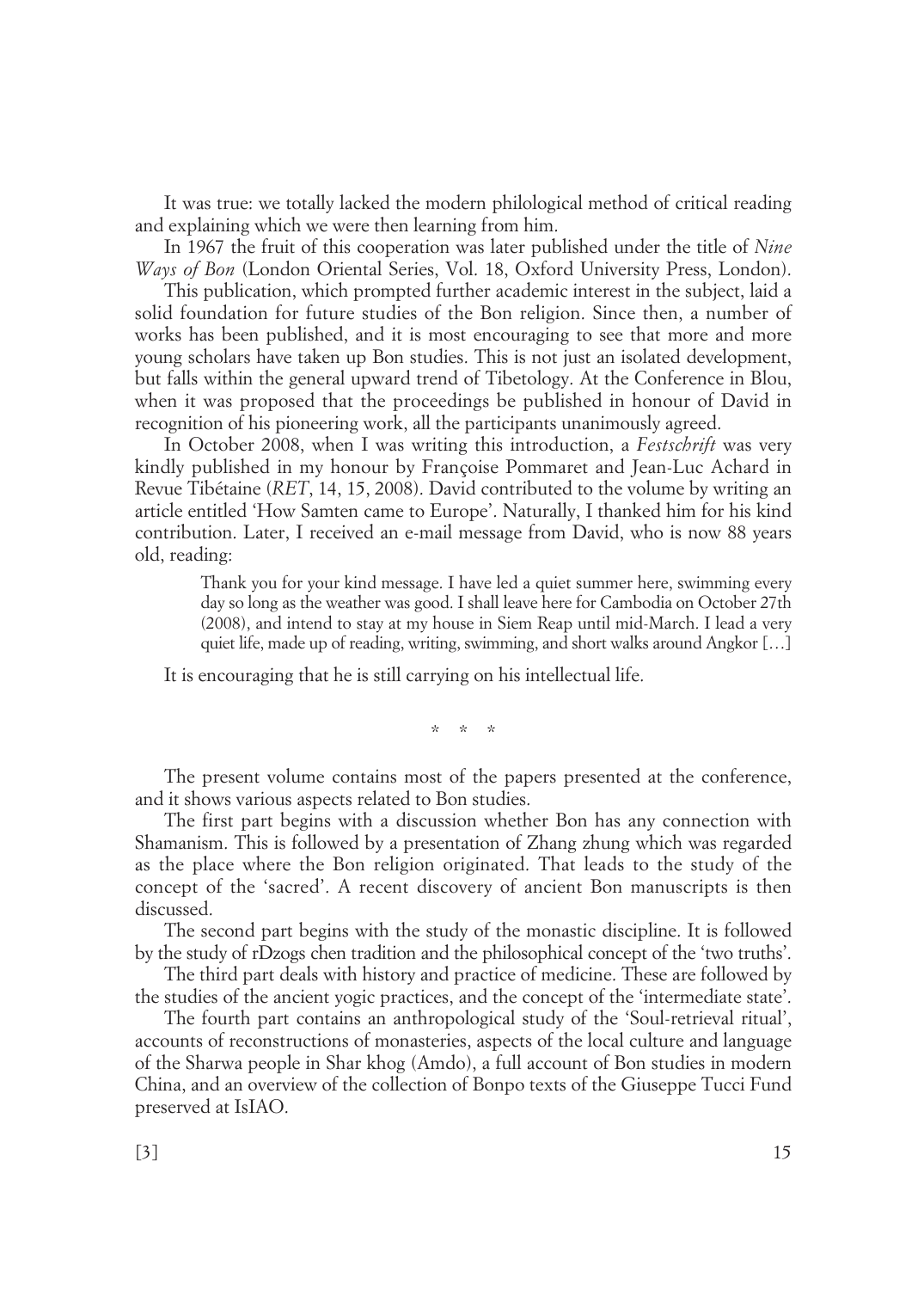It was true: we totally lacked the modern philological method of critical reading and explaining which we were then learning from him.

In 1967 the fruit of this cooperation was later published under the title of *Nine Ways of Bon* (London Oriental Series, Vol. 18, Oxford University Press, London).

This publication, which prompted further academic interest in the subject, laid a solid foundation for future studies of the Bon religion. Since then, a number of works has been published, and it is most encouraging to see that more and more young scholars have taken up Bon studies. This is not just an isolated development, but falls within the general upward trend of Tibetology. At the Conference in Blou, when it was proposed that the proceedings be published in honour of David in recognition of his pioneering work, all the participants unanimously agreed.

In October 2008, when I was writing this introduction, a *Festschrift* was very kindly published in my honour by Françoise Pommaret and Jean-Luc Achard in Revue Tibétaine (*RET*, 14, 15, 2008). David contributed to the volume by writing an article entitled 'How Samten came to Europe'. Naturally, I thanked him for his kind contribution. Later, I received an e-mail message from David, who is now 88 years old, reading:

> Thank you for your kind message. I have led a quiet summer here, swimming every day so long as the weather was good. I shall leave here for Cambodia on October 27th (2008), and intend to stay at my house in Siem Reap until mid-March. I lead a very quiet life, made up of reading, writing, swimming, and short walks around Angkor […]

It is encouraging that he is still carrying on his intellectual life.

\* \* \*

The present volume contains most of the papers presented at the conference, and it shows various aspects related to Bon studies.

The first part begins with a discussion whether Bon has any connection with Shamanism. This is followed by a presentation of Zhang zhung which was regarded as the place where the Bon religion originated. That leads to the study of the concept of the 'sacred'. A recent discovery of ancient Bon manuscripts is then discussed.

The second part begins with the study of the monastic discipline. It is followed by the study of rDzogs chen tradition and the philosophical concept of the 'two truths'.

The third part deals with history and practice of medicine. These are followed by the studies of the ancient yogic practices, and the concept of the 'intermediate state'.

The fourth part contains an anthropological study of the 'Soul-retrieval ritual', accounts of reconstructions of monasteries, aspects of the local culture and language of the Sharwa people in Shar khog (Amdo), a full account of Bon studies in modern China, and an overview of the collection of Bonpo texts of the Giuseppe Tucci Fund preserved at IsIAO.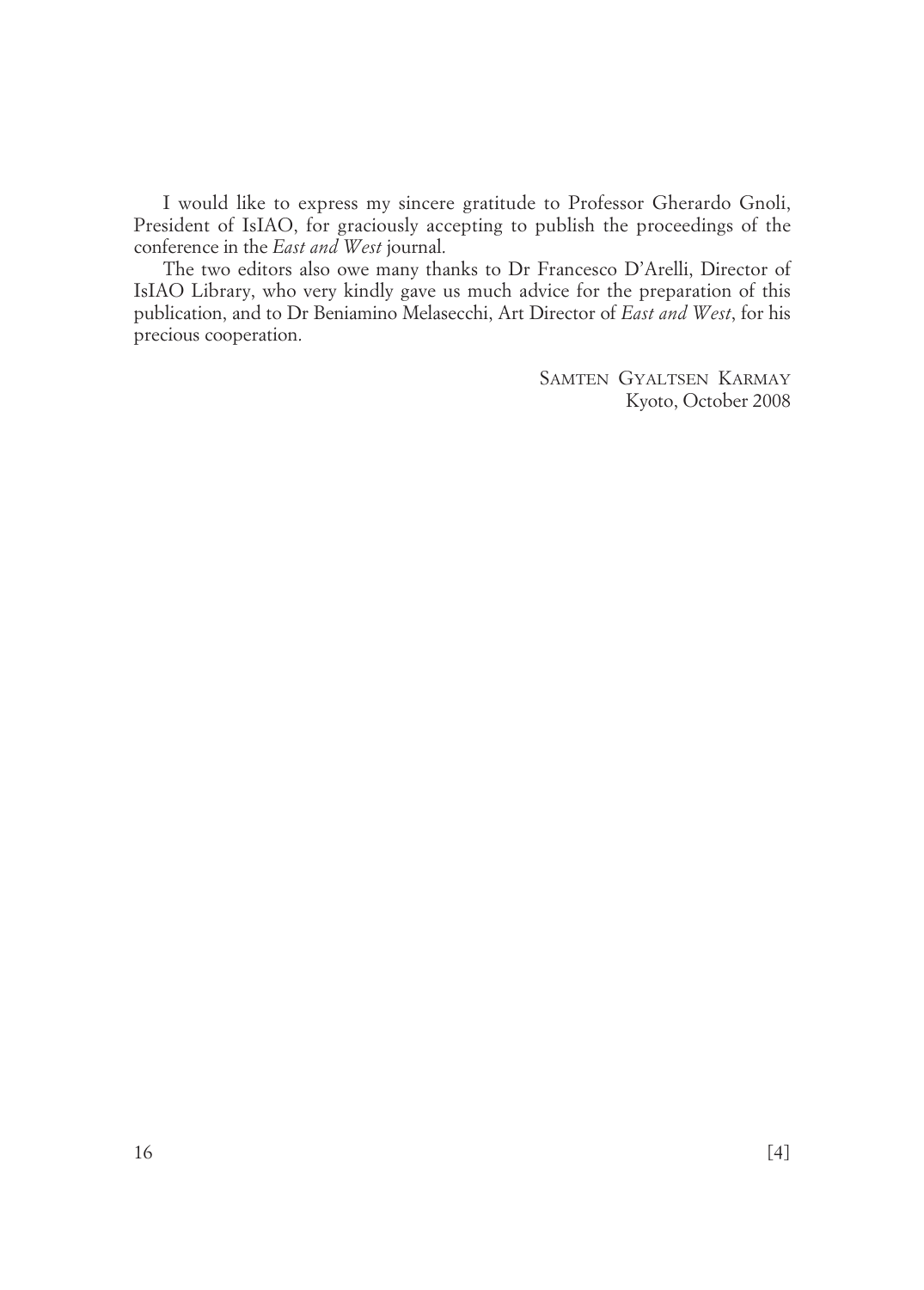I would like to express my sincere gratitude to Professor Gherardo Gnoli, President of IsIAO, for graciously accepting to publish the proceedings of the conference in the *East and West* journal.

The two editors also owe many thanks to Dr Francesco D'Arelli, Director of IsIAO Library, who very kindly gave us much advice for the preparation of this publication, and to Dr Beniamino Melasecchi, Art Director of *East and West*, for his precious cooperation.

SAMTEN GYALTSEN KARMAY
Kyoto, October 2008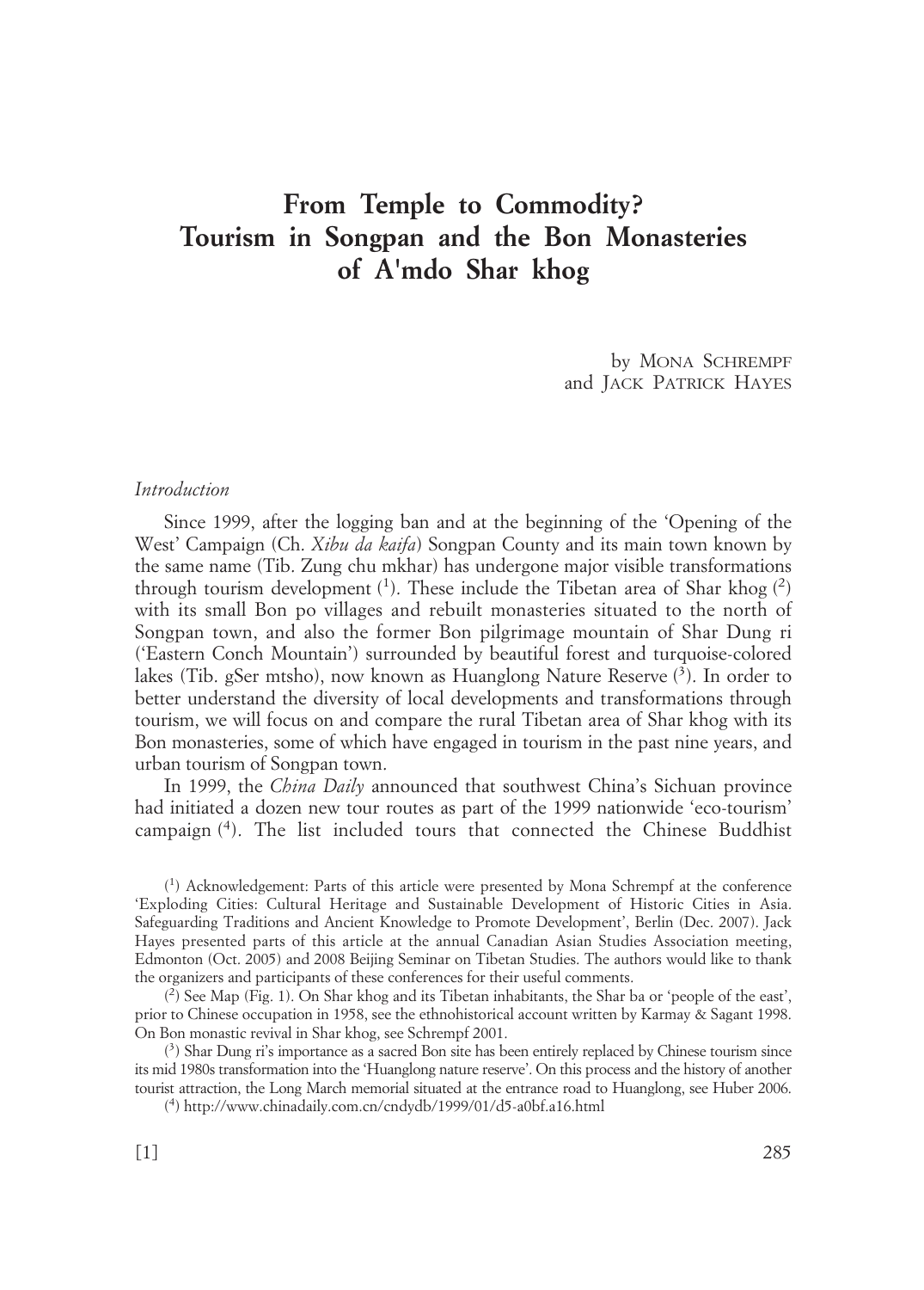# From Temple to Commodity? Tourism in Songpan and the Bon Monasteries of A'mdo Shar khog

by MONA SCHREMPF and JACK PATRICK HAYES

*Introduction*

Since 1999, after the logging ban and at the beginning of the 'Opening of the West' Campaign (Ch. *Xibu da kaifa*) Songpan County and its main town known by the same name (Tib. Zung chu mkhar) has undergone major visible transformations through tourism development [1]. These include the Tibetan area of Shar khog [2] with its small Bon po villages and rebuilt monasteries situated to the north of Songpan town, and also the former Bon pilgrimage mountain of Shar Dung ri ('Eastern Conch Mountain') surrounded by beautiful forest and turquoise-colored lakes (Tib. gSer mtsho), now known as Huanglong Nature Reserve [3]. In order to better understand the diversity of local developments and transformations through tourism, we will focus on and compare the rural Tibetan area of Shar khog with its Bon monasteries, some of which have engaged in tourism in the past nine years, and urban tourism of Songpan town.

In 1999, the *China Daily* announced that southwest China's Sichuan province had initiated a dozen new tour routes as part of the 1999 nationwide 'eco-tourism' campaign [4]. The list included tours that connected the Chinese Buddhist

[1] Acknowledgement: Parts of this article were presented by Mona Schrempf at the conference 'Exploding Cities: Cultural Heritage and Sustainable Development of Historic Cities in Asia. Safeguarding Traditions and Ancient Knowledge to Promote Development', Berlin (Dec. 2007). Jack Hayes presented parts of this article at the annual Canadian Asian Studies Association meeting, Edmonton (Oct. 2005) and 2008 Beijing Seminar on Tibetan Studies. The authors would like to thank the organizers and participants of these conferences for their useful comments.

[2] See Map (Fig. 1). On Shar khog and its Tibetan inhabitants, the Shar ba or 'people of the east', prior to Chinese occupation in 1958, see the ethnohistorical account written by Karmay & Sagant 1998. On Bon monastic revival in Shar khog, see Schrempf 2001.

[3] Shar Dung ri's importance as a sacred Bon site has been entirely replaced by Chinese tourism since its mid 1980s transformation into the 'Huanglong nature reserve'. On this process and the history of another tourist attraction, the Long March memorial situated at the entrance road to Huanglong, see Huber 2006.

[4] http://www.chinadaily.com.cn/cndydb/1999/01/d5-a0bf.a16.html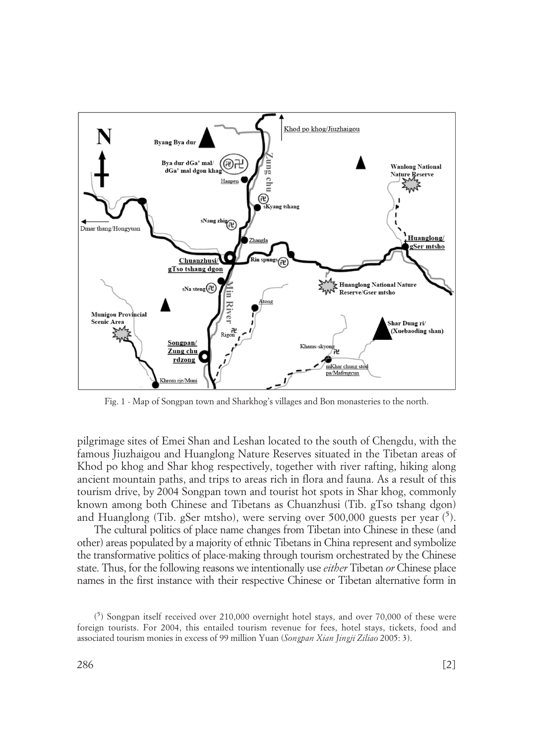N

Byang Bya dur

Khod po khog/Jiuzhaigou

Bya dur dGa' mal/
dGa' mal dgon khag

Zung chu

Hanpen

Wanlong National
Nature Reserve

sKyang tshang

sNang zhig

Dmar thang/Hongyuan

Zhangla

Huanglong/
gSer mtsho

Chuanzhusi/
gTso tshang dgon

Rin spungs

sNa steng

Min River

Huanglong National Nature
Reserve/Gser mtsho

Atong

Munigou Provincial
Scenic Area

Shar Dung ri/
(Xuebaoding shan)

Rigon

Songpan/
Zung chu
rdzong

Khams-skyong

mKhar chung stod
pa/Mafengcun

Khrom rje/Muni

Fig. 1 - Map of Songpan town and Sharkhog's villages and Bon monasteries to the north.

pilgrimage sites of Emei Shan and Leshan located to the south of Chengdu, with the famous Jiuzhaigou and Huanglong Nature Reserves situated in the Tibetan areas of Khod po khog and Shar khog respectively, together with river rafting, hiking along ancient mountain paths, and trips to areas rich in flora and fauna. As a result of this tourism drive, by 2004 Songpan town and tourist hot spots in Shar khog, commonly known among both Chinese and Tibetans as Chuanzhusi (Tib. gTso tshang dgon) and Huanglong (Tib. gSer mtsho), were serving over 500,000 guests per year ([5]).

The cultural politics of place name changes from Tibetan into Chinese in these (and other) areas populated by a majority of ethnic Tibetans in China represent and symbolize the transformative politics of place-making through tourism orchestrated by the Chinese state. Thus, for the following reasons we intentionally use *either* Tibetan *or* Chinese place names in the first instance with their respective Chinese or Tibetan alternative form in

([5]) Songpan itself received over 210,000 overnight hotel stays, and over 70,000 of these were foreign tourists. For 2004, this entailed tourism revenue for fees, hotel stays, tickets, food and associated tourism monies in excess of 99 million Yuan (*Songpan Xian Jingji Ziliao* 2005: 3).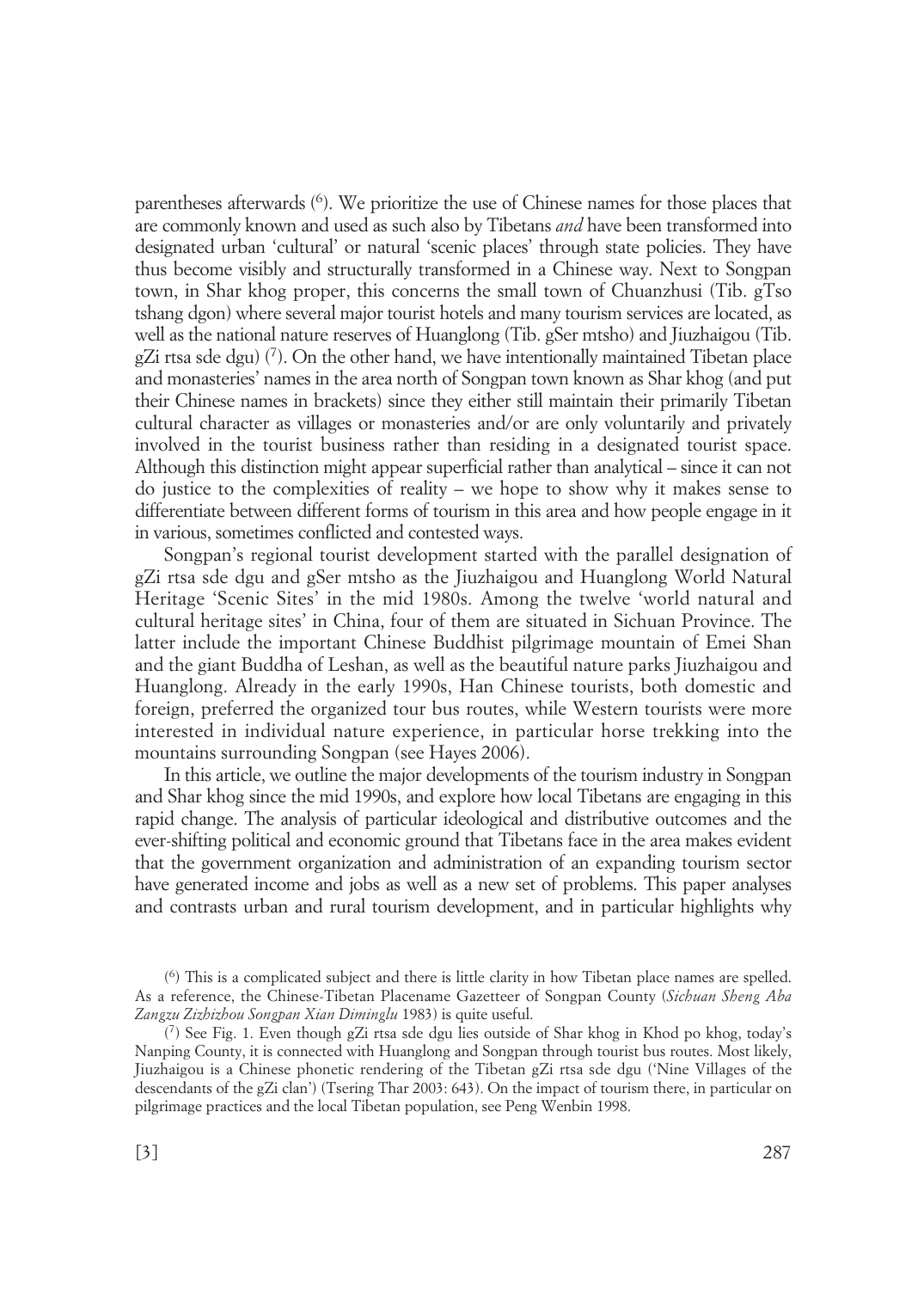parentheses afterwards [6]. We prioritize the use of Chinese names for those places that are commonly known and used as such also by Tibetans *and* have been transformed into designated urban 'cultural' or natural 'scenic places' through state policies. They have thus become visibly and structurally transformed in a Chinese way. Next to Songpan town, in Shar khog proper, this concerns the small town of Chuanzhusi (Tib. gTso tshang dgon) where several major tourist hotels and many tourism services are located, as well as the national nature reserves of Huanglong (Tib. gSer mtsho) and Jiuzhaigou (Tib. gZi rtsa sde dgu) [7]. On the other hand, we have intentionally maintained Tibetan place and monasteries' names in the area north of Songpan town known as Shar khog (and put their Chinese names in brackets) since they either still maintain their primarily Tibetan cultural character as villages or monasteries and/or are only voluntarily and privately involved in the tourist business rather than residing in a designated tourist space. Although this distinction might appear superficial rather than analytical – since it can not do justice to the complexities of reality – we hope to show why it makes sense to differentiate between different forms of tourism in this area and how people engage in it in various, sometimes conflicted and contested ways.

Songpan's regional tourist development started with the parallel designation of gZi rtsa sde dgu and gSer mtsho as the Jiuzhaigou and Huanglong World Natural Heritage 'Scenic Sites' in the mid 1980s. Among the twelve 'world natural and cultural heritage sites' in China, four of them are situated in Sichuan Province. The latter include the important Chinese Buddhist pilgrimage mountain of Emei Shan and the giant Buddha of Leshan, as well as the beautiful nature parks Jiuzhaigou and Huanglong. Already in the early 1990s, Han Chinese tourists, both domestic and foreign, preferred the organized tour bus routes, while Western tourists were more interested in individual nature experience, in particular horse trekking into the mountains surrounding Songpan (see Hayes 2006).

In this article, we outline the major developments of the tourism industry in Songpan and Shar khog since the mid 1990s, and explore how local Tibetans are engaging in this rapid change. The analysis of particular ideological and distributive outcomes and the ever-shifting political and economic ground that Tibetans face in the area makes evident that the government organization and administration of an expanding tourism sector have generated income and jobs as well as a new set of problems. This paper analyses and contrasts urban and rural tourism development, and in particular highlights why

(6) This is a complicated subject and there is little clarity in how Tibetan place names are spelled. As a reference, the Chinese-Tibetan Placename Gazetteer of Songpan County (*Sichuan Sheng Aba Zangzu Zizhizhou Songpan Xian Diminglu* 1983) is quite useful.

(7) See Fig. 1. Even though gZi rtsa sde dgu lies outside of Shar khog in Khod po khog, today's Nanping County, it is connected with Huanglong and Songpan through tourist bus routes. Most likely, Jiuzhaigou is a Chinese phonetic rendering of the Tibetan gZi rtsa sde dgu ('Nine Villages of the descendants of the gZi clan') (Tsering Thar 2003: 643). On the impact of tourism there, in particular on pilgrimage practices and the local Tibetan population, see Peng Wenbin 1998.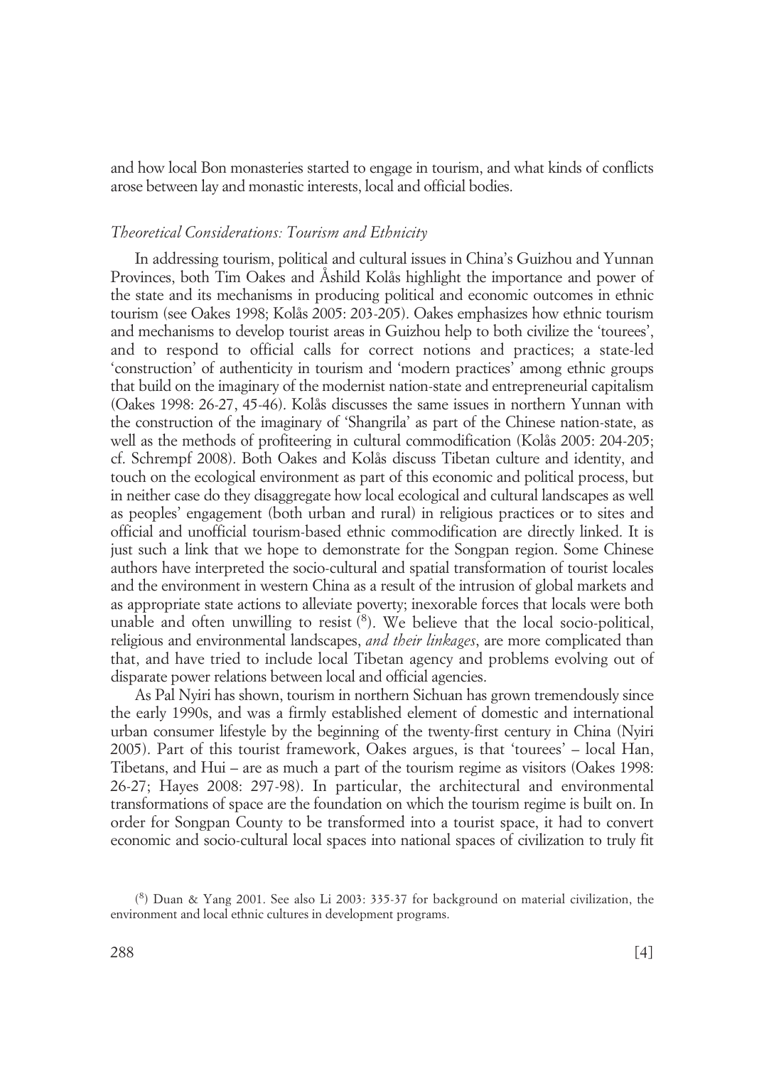and how local Bon monasteries started to engage in tourism, and what kinds of conflicts arose between lay and monastic interests, local and official bodies.

### *Theoretical Considerations: Tourism and Ethnicity*

In addressing tourism, political and cultural issues in China's Guizhou and Yunnan Provinces, both Tim Oakes and Åshild Kolås highlight the importance and power of the state and its mechanisms in producing political and economic outcomes in ethnic tourism (see Oakes 1998; Kolås 2005: 203-205). Oakes emphasizes how ethnic tourism and mechanisms to develop tourist areas in Guizhou help to both civilize the 'tourees', and to respond to official calls for correct notions and practices; a state-led 'construction' of authenticity in tourism and 'modern practices' among ethnic groups that build on the imaginary of the modernist nation-state and entrepreneurial capitalism (Oakes 1998: 26-27, 45-46). Kolås discusses the same issues in northern Yunnan with the construction of the imaginary of 'Shangrila' as part of the Chinese nation-state, as well as the methods of profiteering in cultural commodification (Kolås 2005: 204-205; cf. Schrempf 2008). Both Oakes and Kolås discuss Tibetan culture and identity, and touch on the ecological environment as part of this economic and political process, but in neither case do they disaggregate how local ecological and cultural landscapes as well as peoples' engagement (both urban and rural) in religious practices or to sites and official and unofficial tourism-based ethnic commodification are directly linked. It is just such a link that we hope to demonstrate for the Songpan region. Some Chinese authors have interpreted the socio-cultural and spatial transformation of tourist locales and the environment in western China as a result of the intrusion of global markets and as appropriate state actions to alleviate poverty; inexorable forces that locals were both unable and often unwilling to resist [8]. We believe that the local socio-political, religious and environmental landscapes, *and their linkages*, are more complicated than that, and have tried to include local Tibetan agency and problems evolving out of disparate power relations between local and official agencies.

As Pal Nyiri has shown, tourism in northern Sichuan has grown tremendously since the early 1990s, and was a firmly established element of domestic and international urban consumer lifestyle by the beginning of the twenty-first century in China (Nyiri 2005). Part of this tourist framework, Oakes argues, is that 'tourees' – local Han, Tibetans, and Hui – are as much a part of the tourism regime as visitors (Oakes 1998: 26-27; Hayes 2008: 297-98). In particular, the architectural and environmental transformations of space are the foundation on which the tourism regime is built on. In order for Songpan County to be transformed into a tourist space, it had to convert economic and socio-cultural local spaces into national spaces of civilization to truly fit

[8] Duan & Yang 2001. See also Li 2003: 335-37 for background on material civilization, the environment and local ethnic cultures in development programs.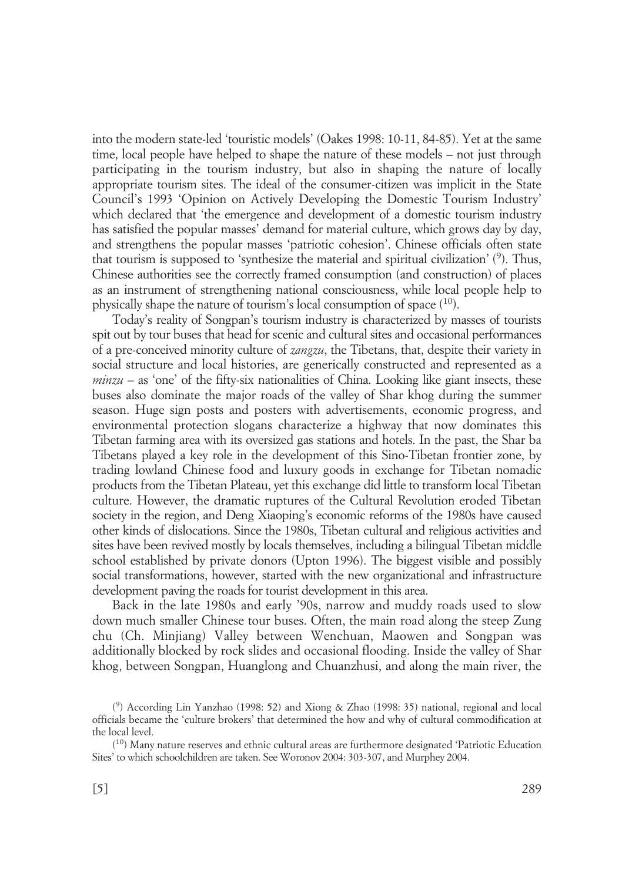into the modern state-led 'touristic models' (Oakes 1998: 10-11, 84-85). Yet at the same time, local people have helped to shape the nature of these models – not just through participating in the tourism industry, but also in shaping the nature of locally appropriate tourism sites. The ideal of the consumer-citizen was implicit in the State Council's 1993 'Opinion on Actively Developing the Domestic Tourism Industry' which declared that 'the emergence and development of a domestic tourism industry has satisfied the popular masses' demand for material culture, which grows day by day, and strengthens the popular masses 'patriotic cohesion'. Chinese officials often state that tourism is supposed to 'synthesize the material and spiritual civilization' ([9]). Thus, Chinese authorities see the correctly framed consumption (and construction) of places as an instrument of strengthening national consciousness, while local people help to physically shape the nature of tourism's local consumption of space ([10]).

Today's reality of Songpan's tourism industry is characterized by masses of tourists spit out by tour buses that head for scenic and cultural sites and occasional performances of a pre-conceived minority culture of *zangzu*, the Tibetans, that, despite their variety in social structure and local histories, are generically constructed and represented as a *minzu* – as 'one' of the fifty-six nationalities of China. Looking like giant insects, these buses also dominate the major roads of the valley of Shar khog during the summer season. Huge sign posts and posters with advertisements, economic progress, and environmental protection slogans characterize a highway that now dominates this Tibetan farming area with its oversized gas stations and hotels. In the past, the Shar ba Tibetans played a key role in the development of this Sino-Tibetan frontier zone, by trading lowland Chinese food and luxury goods in exchange for Tibetan nomadic products from the Tibetan Plateau, yet this exchange did little to transform local Tibetan culture. However, the dramatic ruptures of the Cultural Revolution eroded Tibetan society in the region, and Deng Xiaoping's economic reforms of the 1980s have caused other kinds of dislocations. Since the 1980s, Tibetan cultural and religious activities and sites have been revived mostly by locals themselves, including a bilingual Tibetan middle school established by private donors (Upton 1996). The biggest visible and possibly social transformations, however, started with the new organizational and infrastructure development paving the roads for tourist development in this area.

Back in the late 1980s and early '90s, narrow and muddy roads used to slow down much smaller Chinese tour buses. Often, the main road along the steep Zung chu (Ch. Minjiang) Valley between Wenchuan, Maowen and Songpan was additionally blocked by rock slides and occasional flooding. Inside the valley of Shar khog, between Songpan, Huanglong and Chuanzhusi, and along the main river, the

([9]) According Lin Yanzhao (1998: 52) and Xiong & Zhao (1998: 35) national, regional and local officials became the 'culture brokers' that determined the how and why of cultural commodification at the local level.

([10]) Many nature reserves and ethnic cultural areas are furthermore designated 'Patriotic Education Sites' to which schoolchildren are taken. See Woronov 2004: 303-307, and Murphey 2004.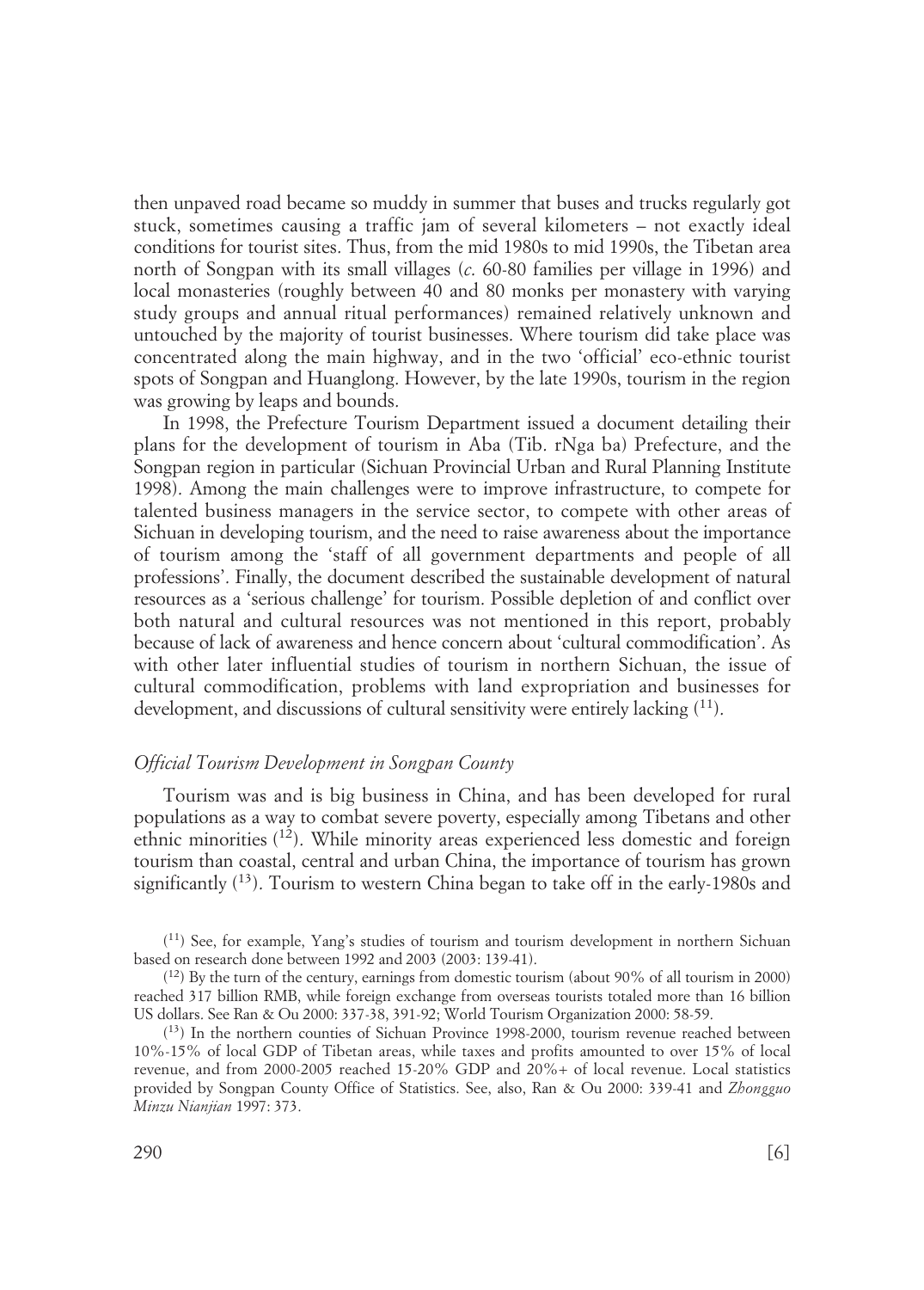then unpaved road became so muddy in summer that buses and trucks regularly got stuck, sometimes causing a traffic jam of several kilometers – not exactly ideal conditions for tourist sites. Thus, from the mid 1980s to mid 1990s, the Tibetan area north of Songpan with its small villages (*c.* 60-80 families per village in 1996) and local monasteries (roughly between 40 and 80 monks per monastery with varying study groups and annual ritual performances) remained relatively unknown and untouched by the majority of tourist businesses. Where tourism did take place was concentrated along the main highway, and in the two 'official' eco-ethnic tourist spots of Songpan and Huanglong. However, by the late 1990s, tourism in the region was growing by leaps and bounds.

In 1998, the Prefecture Tourism Department issued a document detailing their plans for the development of tourism in Aba (Tib. rNga ba) Prefecture, and the Songpan region in particular (Sichuan Provincial Urban and Rural Planning Institute 1998). Among the main challenges were to improve infrastructure, to compete for talented business managers in the service sector, to compete with other areas of Sichuan in developing tourism, and the need to raise awareness about the importance of tourism among the 'staff of all government departments and people of all professions'. Finally, the document described the sustainable development of natural resources as a 'serious challenge' for tourism. Possible depletion of and conflict over both natural and cultural resources was not mentioned in this report, probably because of lack of awareness and hence concern about 'cultural commodification'. As with other later influential studies of tourism in northern Sichuan, the issue of cultural commodification, problems with land expropriation and businesses for development, and discussions of cultural sensitivity were entirely lacking (11).

### *Official Tourism Development in Songpan County*

Tourism was and is big business in China, and has been developed for rural populations as a way to combat severe poverty, especially among Tibetans and other ethnic minorities (12). While minority areas experienced less domestic and foreign tourism than coastal, central and urban China, the importance of tourism has grown significantly (13). Tourism to western China began to take off in the early-1980s and

(11) See, for example, Yang's studies of tourism and tourism development in northern Sichuan based on research done between 1992 and 2003 (2003: 139-41).

(12) By the turn of the century, earnings from domestic tourism (about 90% of all tourism in 2000) reached 317 billion RMB, while foreign exchange from overseas tourists totaled more than 16 billion US dollars. See Ran & Ou 2000: 337-38, 391-92; World Tourism Organization 2000: 58-59.

(13) In the northern counties of Sichuan Province 1998-2000, tourism revenue reached between 10%-15% of local GDP of Tibetan areas, while taxes and profits amounted to over 15% of local revenue, and from 2000-2005 reached 15-20% GDP and 20%+ of local revenue. Local statistics provided by Songpan County Office of Statistics. See, also, Ran & Ou 2000: 339-41 and *Zhongguo Minzu Nianjian* 1997: 373.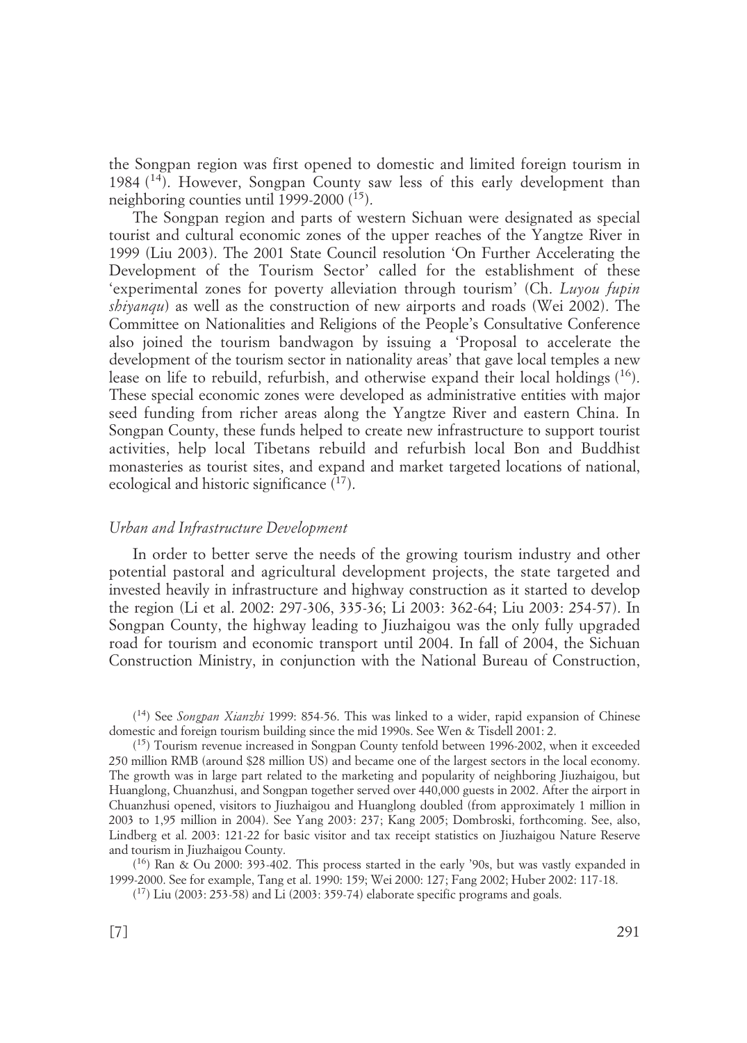the Songpan region was first opened to domestic and limited foreign tourism in 1984 [14]. However, Songpan County saw less of this early development than neighboring counties until 1999-2000 [15].

The Songpan region and parts of western Sichuan were designated as special tourist and cultural economic zones of the upper reaches of the Yangtze River in 1999 (Liu 2003). The 2001 State Council resolution 'On Further Accelerating the Development of the Tourism Sector' called for the establishment of these 'experimental zones for poverty alleviation through tourism' (Ch. *Luyou fupin shiyanqu*) as well as the construction of new airports and roads (Wei 2002). The Committee on Nationalities and Religions of the People's Consultative Conference also joined the tourism bandwagon by issuing a 'Proposal to accelerate the development of the tourism sector in nationality areas' that gave local temples a new lease on life to rebuild, refurbish, and otherwise expand their local holdings [16]. These special economic zones were developed as administrative entities with major seed funding from richer areas along the Yangtze River and eastern China. In Songpan County, these funds helped to create new infrastructure to support tourist activities, help local Tibetans rebuild and refurbish local Bon and Buddhist monasteries as tourist sites, and expand and market targeted locations of national, ecological and historic significance [17].

### *Urban and Infrastructure Development*

In order to better serve the needs of the growing tourism industry and other potential pastoral and agricultural development projects, the state targeted and invested heavily in infrastructure and highway construction as it started to develop the region (Li et al. 2002: 297-306, 335-36; Li 2003: 362-64; Liu 2003: 254-57). In Songpan County, the highway leading to Jiuzhaigou was the only fully upgraded road for tourism and economic transport until 2004. In fall of 2004, the Sichuan Construction Ministry, in conjunction with the National Bureau of Construction,

---

(14) See *Songpan Xianzhi* 1999: 854-56. This was linked to a wider, rapid expansion of Chinese domestic and foreign tourism building since the mid 1990s. See Wen & Tisdell 2001: 2.

(15) Tourism revenue increased in Songpan County tenfold between 1996-2002, when it exceeded 250 million RMB (around $28 million US) and became one of the largest sectors in the local economy. The growth was in large part related to the marketing and popularity of neighboring Jiuzhaigou, but Huanglong, Chuanzhusi, and Songpan together served over 440,000 guests in 2002. After the airport in Chuanzhusi opened, visitors to Jiuzhaigou and Huanglong doubled (from approximately 1 million in 2003 to 1,95 million in 2004). See Yang 2003: 237; Kang 2005; Dombroski, forthcoming. See, also, Lindberg et al. 2003: 121-22 for basic visitor and tax receipt statistics on Jiuzhaigou Nature Reserve and tourism in Jiuzhaigou County.

(16) Ran & Ou 2000: 393-402. This process started in the early '90s, but was vastly expanded in 1999-2000. See for example, Tang et al. 1990: 159; Wei 2000: 127; Fang 2002; Huber 2002: 117-18.

(17) Liu (2003: 253-58) and Li (2003: 359-74) elaborate specific programs and goals.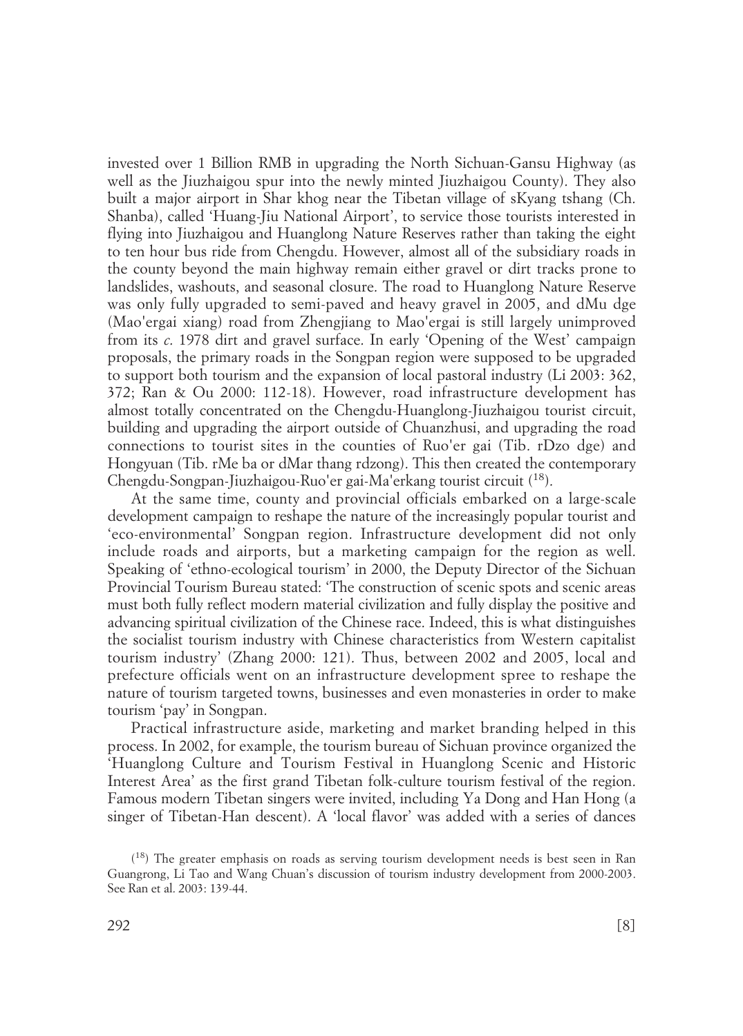invested over 1 Billion RMB in upgrading the North Sichuan-Gansu Highway (as well as the Jiuzhaigou spur into the newly minted Jiuzhaigou County). They also built a major airport in Shar khog near the Tibetan village of sKyang tshang (Ch. Shanba), called 'Huang-Jiu National Airport', to service those tourists interested in flying into Jiuzhaigou and Huanglong Nature Reserves rather than taking the eight to ten hour bus ride from Chengdu. However, almost all of the subsidiary roads in the county beyond the main highway remain either gravel or dirt tracks prone to landslides, washouts, and seasonal closure. The road to Huanglong Nature Reserve was only fully upgraded to semi-paved and heavy gravel in 2005, and dMu dge (Mao'ergai xiang) road from Zhengjiang to Mao'ergai is still largely unimproved from its *c.* 1978 dirt and gravel surface. In early 'Opening of the West' campaign proposals, the primary roads in the Songpan region were supposed to be upgraded to support both tourism and the expansion of local pastoral industry (Li 2003: 362, 372; Ran & Ou 2000: 112-18). However, road infrastructure development has almost totally concentrated on the Chengdu-Huanglong-Jiuzhaigou tourist circuit, building and upgrading the airport outside of Chuanzhusi, and upgrading the road connections to tourist sites in the counties of Ruo'er gai (Tib. rDzo dge) and Hongyuan (Tib. rMe ba or dMar thang rdzong). This then created the contemporary Chengdu-Songpan-Jiuzhaigou-Ruo'er gai-Ma'erkang tourist circuit [18].

At the same time, county and provincial officials embarked on a large-scale development campaign to reshape the nature of the increasingly popular tourist and 'eco-environmental' Songpan region. Infrastructure development did not only include roads and airports, but a marketing campaign for the region as well. Speaking of 'ethno-ecological tourism' in 2000, the Deputy Director of the Sichuan Provincial Tourism Bureau stated: 'The construction of scenic spots and scenic areas must both fully reflect modern material civilization and fully display the positive and advancing spiritual civilization of the Chinese race. Indeed, this is what distinguishes the socialist tourism industry with Chinese characteristics from Western capitalist tourism industry' (Zhang 2000: 121). Thus, between 2002 and 2005, local and prefecture officials went on an infrastructure development spree to reshape the nature of tourism targeted towns, businesses and even monasteries in order to make tourism 'pay' in Songpan.

Practical infrastructure aside, marketing and market branding helped in this process. In 2002, for example, the tourism bureau of Sichuan province organized the 'Huanglong Culture and Tourism Festival in Huanglong Scenic and Historic Interest Area' as the first grand Tibetan folk-culture tourism festival of the region. Famous modern Tibetan singers were invited, including Ya Dong and Han Hong (a singer of Tibetan-Han descent). A 'local flavor' was added with a series of dances

[18] The greater emphasis on roads as serving tourism development needs is best seen in Ran Guangrong, Li Tao and Wang Chuan's discussion of tourism industry development from 2000-2003. See Ran et al. 2003: 139-44.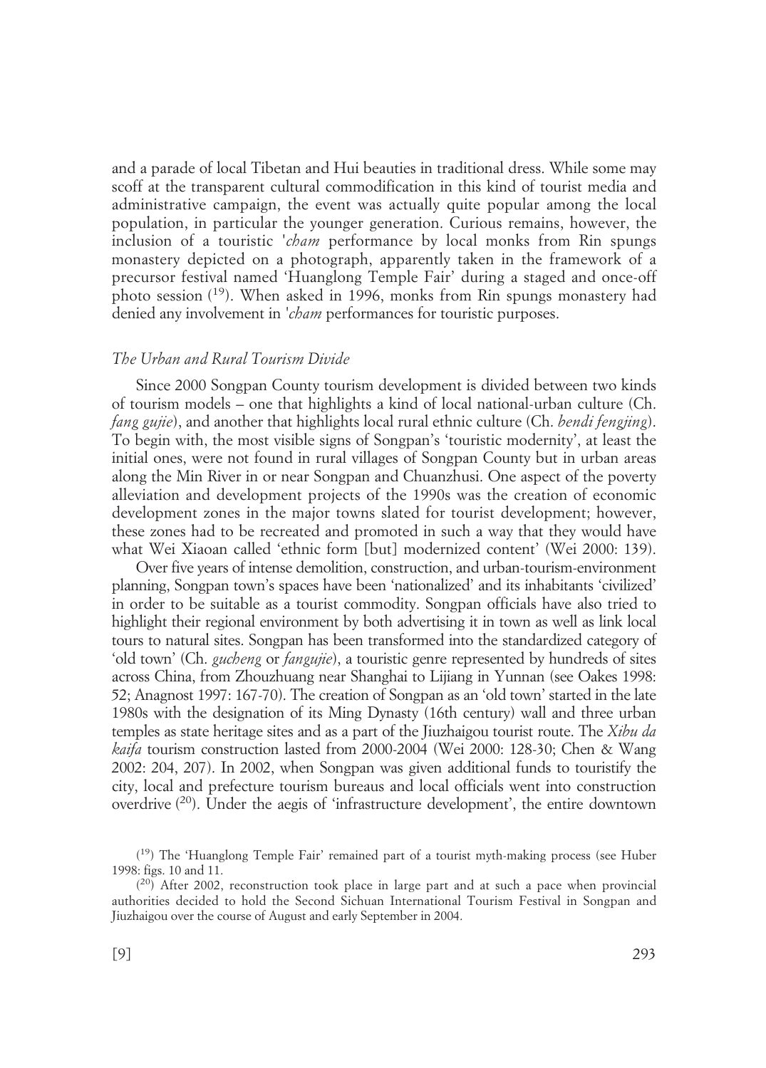and a parade of local Tibetan and Hui beauties in traditional dress. While some may scoff at the transparent cultural commodification in this kind of tourist media and administrative campaign, the event was actually quite popular among the local population, in particular the younger generation. Curious remains, however, the inclusion of a touristic *'cham* performance by local monks from Rin spungs monastery depicted on a photograph, apparently taken in the framework of a precursor festival named 'Huanglong Temple Fair' during a staged and once-off photo session ([19]). When asked in 1996, monks from Rin spungs monastery had denied any involvement in *'cham* performances for touristic purposes.

*The Urban and Rural Tourism Divide*

Since 2000 Songpan County tourism development is divided between two kinds of tourism models – one that highlights a kind of local national-urban culture (Ch. *fang gujie*), and another that highlights local rural ethnic culture (Ch. *bendi fengjing*). To begin with, the most visible signs of Songpan's 'touristic modernity', at least the initial ones, were not found in rural villages of Songpan County but in urban areas along the Min River in or near Songpan and Chuanzhusi. One aspect of the poverty alleviation and development projects of the 1990s was the creation of economic development zones in the major towns slated for tourist development; however, these zones had to be recreated and promoted in such a way that they would have what Wei Xiaoan called 'ethnic form [but] modernized content' (Wei 2000: 139).

Over five years of intense demolition, construction, and urban-tourism-environment planning, Songpan town's spaces have been 'nationalized' and its inhabitants 'civilized' in order to be suitable as a tourist commodity. Songpan officials have also tried to highlight their regional environment by both advertising it in town as well as link local tours to natural sites. Songpan has been transformed into the standardized category of 'old town' (Ch. *gucheng* or *fangujie*), a touristic genre represented by hundreds of sites across China, from Zhouzhuang near Shanghai to Lijiang in Yunnan (see Oakes 1998: 52; Anagnost 1997: 167-70). The creation of Songpan as an 'old town' started in the late 1980s with the designation of its Ming Dynasty (16th century) wall and three urban temples as state heritage sites and as a part of the Jiuzhaigou tourist route. The *Xibu da kaifa* tourism construction lasted from 2000-2004 (Wei 2000: 128-30; Chen & Wang 2002: 204, 207). In 2002, when Songpan was given additional funds to touristify the city, local and prefecture tourism bureaus and local officials went into construction overdrive ([20]). Under the aegis of 'infrastructure development', the entire downtown

([19]) The 'Huanglong Temple Fair' remained part of a tourist myth-making process (see Huber 1998: figs. 10 and 11.

([20]) After 2002, reconstruction took place in large part and at such a pace when provincial authorities decided to hold the Second Sichuan International Tourism Festival in Songpan and Jiuzhaigou over the course of August and early September in 2004.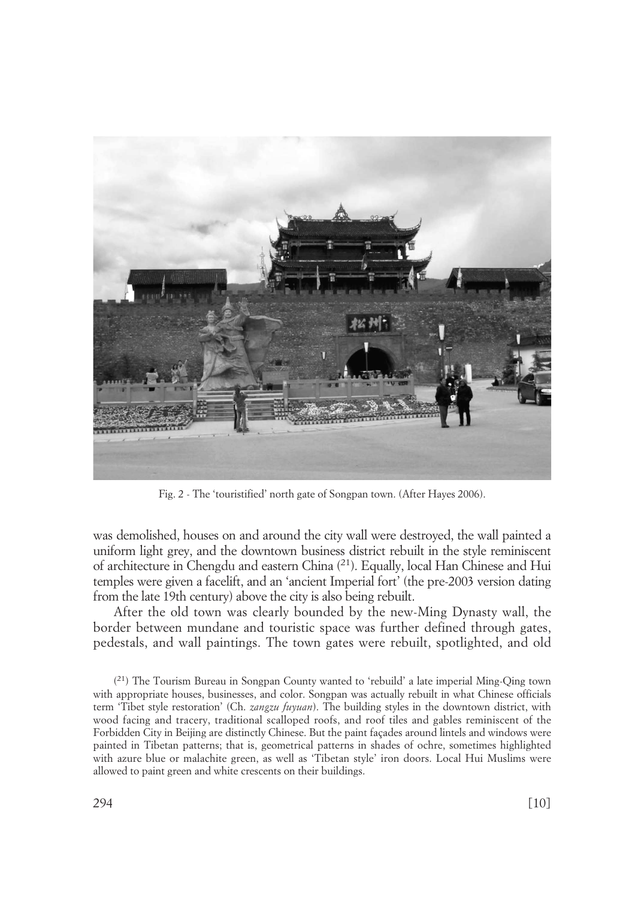Fig. 2 - The 'touristified' north gate of Songpan town. (After Hayes 2006).

was demolished, houses on and around the city wall were destroyed, the wall painted a uniform light grey, and the downtown business district rebuilt in the style reminiscent of architecture in Chengdu and eastern China [21]. Equally, local Han Chinese and Hui temples were given a facelift, and an 'ancient Imperial fort' (the pre-2003 version dating from the late 19th century) above the city is also being rebuilt.

After the old town was clearly bounded by the new-Ming Dynasty wall, the border between mundane and touristic space was further defined through gates, pedestals, and wall paintings. The town gates were rebuilt, spotlighted, and old

[21] The Tourism Bureau in Songpan County wanted to 'rebuild' a late imperial Ming-Qing town with appropriate houses, businesses, and color. Songpan was actually rebuilt in what Chinese officials term 'Tibet style restoration' (Ch. *zangzu fuyuan*). The building styles in the downtown district, with wood facing and tracery, traditional scalloped roofs, and roof tiles and gables reminiscent of the Forbidden City in Beijing are distinctly Chinese. But the paint façades around lintels and windows were painted in Tibetan patterns; that is, geometrical patterns in shades of ochre, sometimes highlighted with azure blue or malachite green, as well as 'Tibetan style' iron doors. Local Hui Muslims were allowed to paint green and white crescents on their buildings.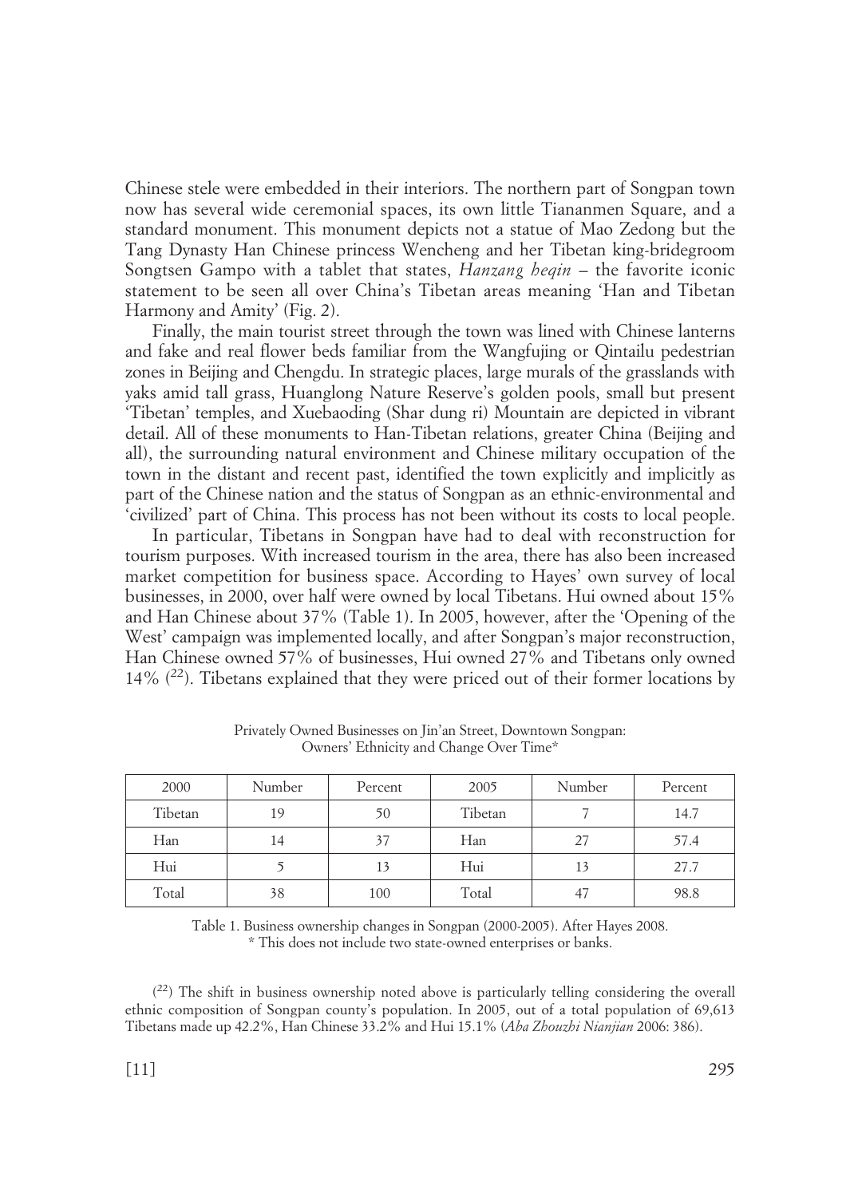Chinese stele were embedded in their interiors. The northern part of Songpan town now has several wide ceremonial spaces, its own little Tiananmen Square, and a standard monument. This monument depicts not a statue of Mao Zedong but the Tang Dynasty Han Chinese princess Wencheng and her Tibetan king-bridegroom Songtsen Gampo with a tablet that states, *Hanzang heqin* – the favorite iconic statement to be seen all over China's Tibetan areas meaning 'Han and Tibetan Harmony and Amity' (Fig. 2).

Finally, the main tourist street through the town was lined with Chinese lanterns and fake and real flower beds familiar from the Wangfujing or Qintailu pedestrian zones in Beijing and Chengdu. In strategic places, large murals of the grasslands with yaks amid tall grass, Huanglong Nature Reserve's golden pools, small but present 'Tibetan' temples, and Xuebaoding (Shar dung ri) Mountain are depicted in vibrant detail. All of these monuments to Han-Tibetan relations, greater China (Beijing and all), the surrounding natural environment and Chinese military occupation of the town in the distant and recent past, identified the town explicitly and implicitly as part of the Chinese nation and the status of Songpan as an ethnic-environmental and 'civilized' part of China. This process has not been without its costs to local people.

In particular, Tibetans in Songpan have had to deal with reconstruction for tourism purposes. With increased tourism in the area, there has also been increased market competition for business space. According to Hayes' own survey of local businesses, in 2000, over half were owned by local Tibetans. Hui owned about 15% and Han Chinese about 37% (Table 1). In 2005, however, after the 'Opening of the West' campaign was implemented locally, and after Songpan's major reconstruction, Han Chinese owned 57% of businesses, Hui owned 27% and Tibetans only owned 14% [22]. Tibetans explained that they were priced out of their former locations by

Privately Owned Businesses on Jin'an Street, Downtown Songpan: Owners' Ethnicity and Change Over Time*

| 2000 | Number | Percent | 2005 | Number | Percent |
|---|---|---|---|---|---|
| Tibetan | 19 | 50 | Tibetan | 7 | 14.7 |
| Han | 14 | 37 | Han | 27 | 57.4 |
| Hui | 5 | 13 | Hui | 13 | 27.7 |
| Total | 38 | 100 | Total | 47 | 98.8 |

Table 1. Business ownership changes in Songpan (2000-2005). After Hayes 2008.
\* This does not include two state-owned enterprises or banks.

[22] The shift in business ownership noted above is particularly telling considering the overall ethnic composition of Songpan county's population. In 2005, out of a total population of 69,613 Tibetans made up 42.2%, Han Chinese 33.2% and Hui 15.1% (*Aba Zhouzhi Nianjian* 2006: 386).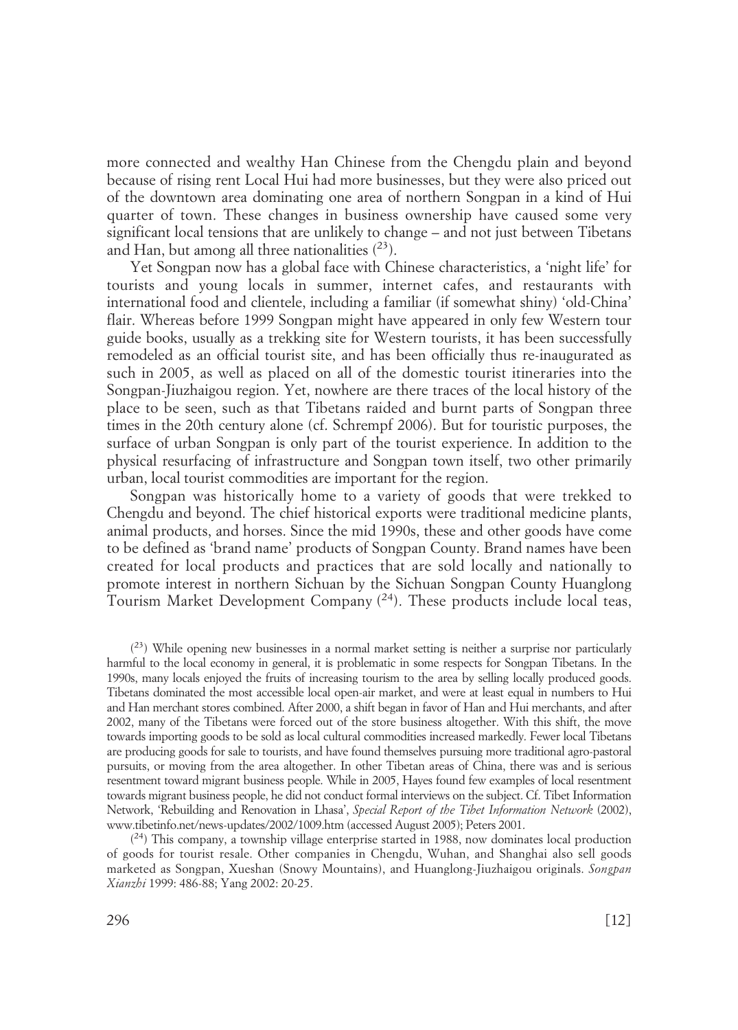more connected and wealthy Han Chinese from the Chengdu plain and beyond because of rising rent Local Hui had more businesses, but they were also priced out of the downtown area dominating one area of northern Songpan in a kind of Hui quarter of town. These changes in business ownership have caused some very significant local tensions that are unlikely to change – and not just between Tibetans and Han, but among all three nationalities ([23]).

Yet Songpan now has a global face with Chinese characteristics, a 'night life' for tourists and young locals in summer, internet cafes, and restaurants with international food and clientele, including a familiar (if somewhat shiny) 'old-China' flair. Whereas before 1999 Songpan might have appeared in only few Western tour guide books, usually as a trekking site for Western tourists, it has been successfully remodeled as an official tourist site, and has been officially thus re-inaugurated as such in 2005, as well as placed on all of the domestic tourist itineraries into the Songpan-Jiuzhaigou region. Yet, nowhere are there traces of the local history of the place to be seen, such as that Tibetans raided and burnt parts of Songpan three times in the 20th century alone (cf. Schrempf 2006). But for touristic purposes, the surface of urban Songpan is only part of the tourist experience. In addition to the physical resurfacing of infrastructure and Songpan town itself, two other primarily urban, local tourist commodities are important for the region.

Songpan was historically home to a variety of goods that were trekked to Chengdu and beyond. The chief historical exports were traditional medicine plants, animal products, and horses. Since the mid 1990s, these and other goods have come to be defined as 'brand name' products of Songpan County. Brand names have been created for local products and practices that are sold locally and nationally to promote interest in northern Sichuan by the Sichuan Songpan County Huanglong Tourism Market Development Company ([24]). These products include local teas,

([23]) While opening new businesses in a normal market setting is neither a surprise nor particularly harmful to the local economy in general, it is problematic in some respects for Songpan Tibetans. In the 1990s, many locals enjoyed the fruits of increasing tourism to the area by selling locally produced goods. Tibetans dominated the most accessible local open-air market, and were at least equal in numbers to Hui and Han merchant stores combined. After 2000, a shift began in favor of Han and Hui merchants, and after 2002, many of the Tibetans were forced out of the store business altogether. With this shift, the move towards importing goods to be sold as local cultural commodities increased markedly. Fewer local Tibetans are producing goods for sale to tourists, and have found themselves pursuing more traditional agro-pastoral pursuits, or moving from the area altogether. In other Tibetan areas of China, there was and is serious resentment toward migrant business people. While in 2005, Hayes found few examples of local resentment towards migrant business people, he did not conduct formal interviews on the subject. Cf. Tibet Information Network, 'Rebuilding and Renovation in Lhasa', *Special Report of the Tibet Information Network* (2002), www.tibetinfo.net/news-updates/2002/1009.htm (accessed August 2005); Peters 2001.

([24]) This company, a township village enterprise started in 1988, now dominates local production of goods for tourist resale. Other companies in Chengdu, Wuhan, and Shanghai also sell goods marketed as Songpan, Xueshan (Snowy Mountains), and Huanglong-Jiuzhaigou originals. *Songpan Xianzhi* 1999: 486-88; Yang 2002: 20-25.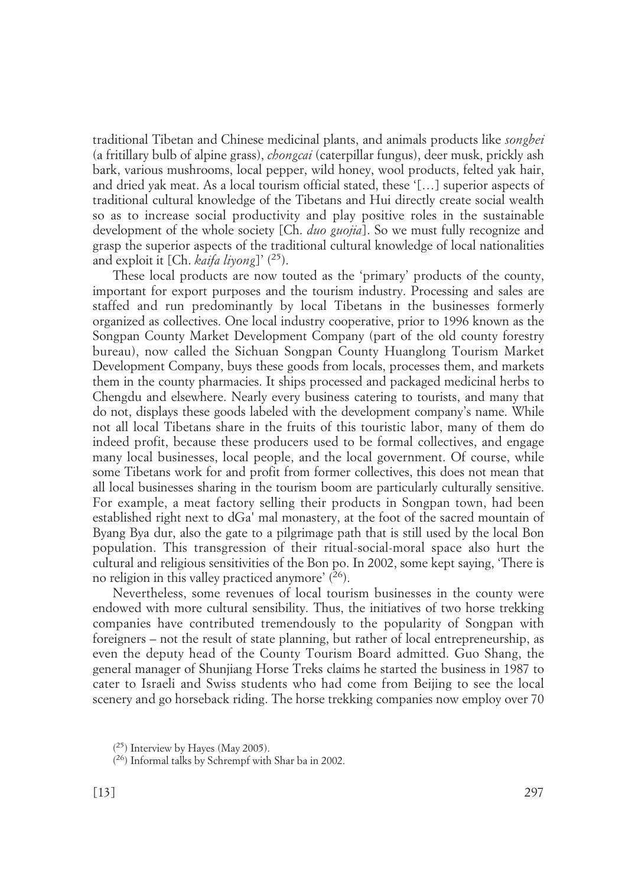traditional Tibetan and Chinese medicinal plants, and animals products like *songbei* (a fritillary bulb of alpine grass), *chongcai* (caterpillar fungus), deer musk, prickly ash bark, various mushrooms, local pepper, wild honey, wool products, felted yak hair, and dried yak meat. As a local tourism official stated, these '[…] superior aspects of traditional cultural knowledge of the Tibetans and Hui directly create social wealth so as to increase social productivity and play positive roles in the sustainable development of the whole society [Ch. *duo guojia*]. So we must fully recognize and grasp the superior aspects of the traditional cultural knowledge of local nationalities and exploit it [Ch. *kaifa liyong*]' ([25]).

These local products are now touted as the 'primary' products of the county, important for export purposes and the tourism industry. Processing and sales are staffed and run predominantly by local Tibetans in the businesses formerly organized as collectives. One local industry cooperative, prior to 1996 known as the Songpan County Market Development Company (part of the old county forestry bureau), now called the Sichuan Songpan County Huanglong Tourism Market Development Company, buys these goods from locals, processes them, and markets them in the county pharmacies. It ships processed and packaged medicinal herbs to Chengdu and elsewhere. Nearly every business catering to tourists, and many that do not, displays these goods labeled with the development company's name. While not all local Tibetans share in the fruits of this touristic labor, many of them do indeed profit, because these producers used to be formal collectives, and engage many local businesses, local people, and the local government. Of course, while some Tibetans work for and profit from former collectives, this does not mean that all local businesses sharing in the tourism boom are particularly culturally sensitive. For example, a meat factory selling their products in Songpan town, had been established right next to dGa' mal monastery, at the foot of the sacred mountain of Byang Bya dur, also the gate to a pilgrimage path that is still used by the local Bon population. This transgression of their ritual-social-moral space also hurt the cultural and religious sensitivities of the Bon po. In 2002, some kept saying, 'There is no religion in this valley practiced anymore' ([26]).

Nevertheless, some revenues of local tourism businesses in the county were endowed with more cultural sensibility. Thus, the initiatives of two horse trekking companies have contributed tremendously to the popularity of Songpan with foreigners – not the result of state planning, but rather of local entrepreneurship, as even the deputy head of the County Tourism Board admitted. Guo Shang, the general manager of Shunjiang Horse Treks claims he started the business in 1987 to cater to Israeli and Swiss students who had come from Beijing to see the local scenery and go horseback riding. The horse trekking companies now employ over 70

([25]) Interview by Hayes (May 2005).

([26]) Informal talks by Schrempf with Shar ba in 2002.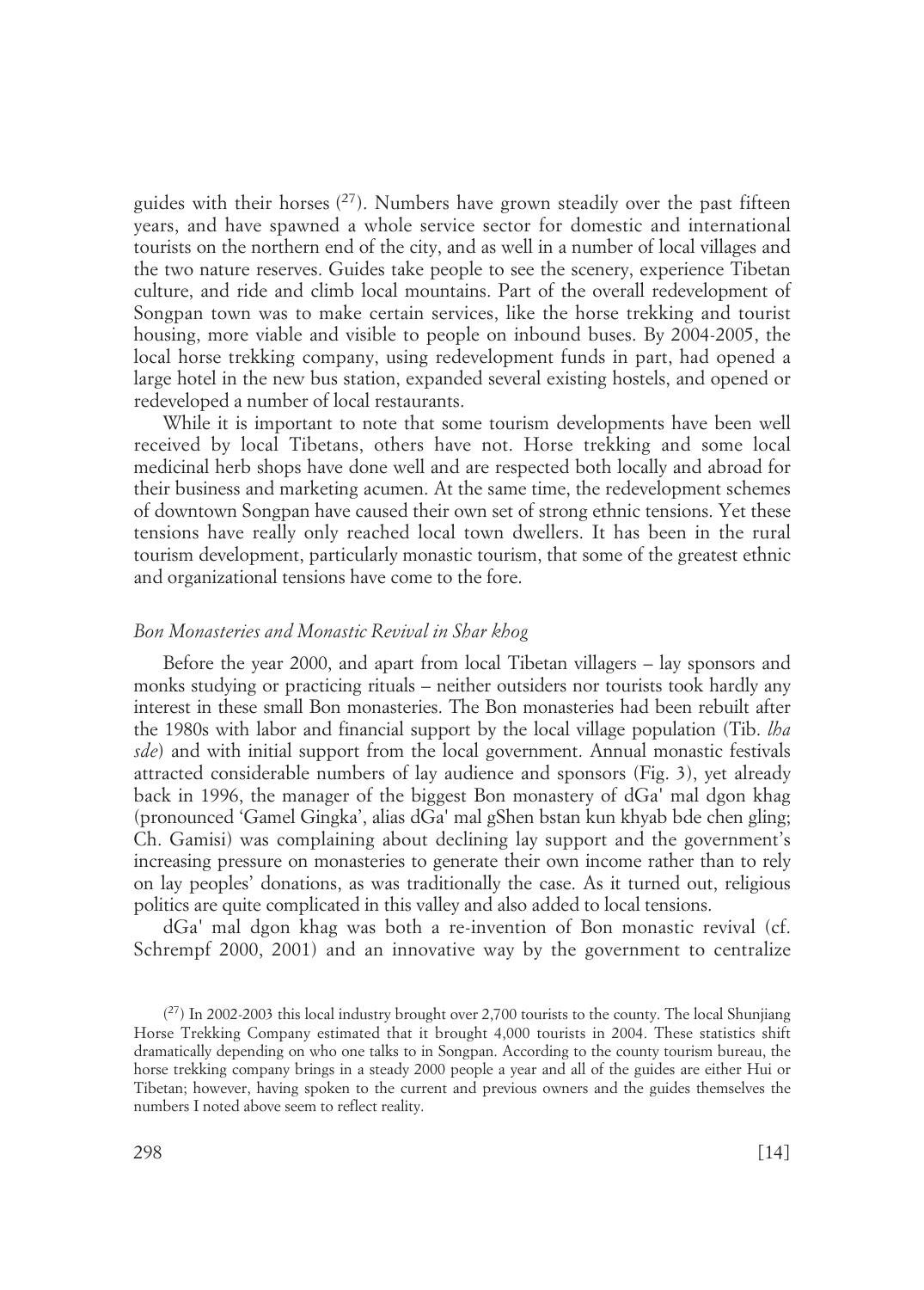guides with their horses ([27]). Numbers have grown steadily over the past fifteen years, and have spawned a whole service sector for domestic and international tourists on the northern end of the city, and as well in a number of local villages and the two nature reserves. Guides take people to see the scenery, experience Tibetan culture, and ride and climb local mountains. Part of the overall redevelopment of Songpan town was to make certain services, like the horse trekking and tourist housing, more viable and visible to people on inbound buses. By 2004-2005, the local horse trekking company, using redevelopment funds in part, had opened a large hotel in the new bus station, expanded several existing hostels, and opened or redeveloped a number of local restaurants.

While it is important to note that some tourism developments have been well received by local Tibetans, others have not. Horse trekking and some local medicinal herb shops have done well and are respected both locally and abroad for their business and marketing acumen. At the same time, the redevelopment schemes of downtown Songpan have caused their own set of strong ethnic tensions. Yet these tensions have really only reached local town dwellers. It has been in the rural tourism development, particularly monastic tourism, that some of the greatest ethnic and organizational tensions have come to the fore.

### *Bon Monasteries and Monastic Revival in Shar khog*

Before the year 2000, and apart from local Tibetan villagers – lay sponsors and monks studying or practicing rituals – neither outsiders nor tourists took hardly any interest in these small Bon monasteries. The Bon monasteries had been rebuilt after the 1980s with labor and financial support by the local village population (Tib. *lha sde*) and with initial support from the local government. Annual monastic festivals attracted considerable numbers of lay audience and sponsors (Fig. 3), yet already back in 1996, the manager of the biggest Bon monastery of dGa' mal dgon khag (pronounced 'Gamel Gingka', alias dGa' mal gShen bstan kun khyab bde chen gling; Ch. Gamisi) was complaining about declining lay support and the government's increasing pressure on monasteries to generate their own income rather than to rely on lay peoples' donations, as was traditionally the case. As it turned out, religious politics are quite complicated in this valley and also added to local tensions.

dGa' mal dgon khag was both a re-invention of Bon monastic revival (cf. Schrempf 2000, 2001) and an innovative way by the government to centralize

([27]) In 2002-2003 this local industry brought over 2,700 tourists to the county. The local Shunjiang Horse Trekking Company estimated that it brought 4,000 tourists in 2004. These statistics shift dramatically depending on who one talks to in Songpan. According to the county tourism bureau, the horse trekking company brings in a steady 2000 people a year and all of the guides are either Hui or Tibetan; however, having spoken to the current and previous owners and the guides themselves the numbers I noted above seem to reflect reality.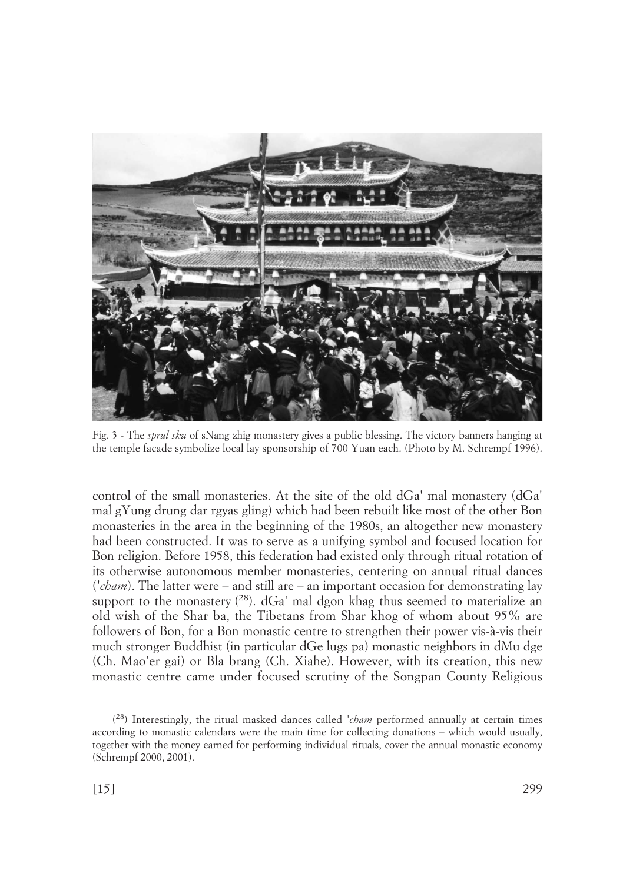Fig. 3 - The *sprul sku* of sNang zhig monastery gives a public blessing. The victory banners hanging at the temple facade symbolize local lay sponsorship of 700 Yuan each. (Photo by M. Schrempf 1996).

control of the small monasteries. At the site of the old dGa' mal monastery (dGa' mal gYung drung dar rgyas gling) which had been rebuilt like most of the other Bon monasteries in the area in the beginning of the 1980s, an altogether new monastery had been constructed. It was to serve as a unifying symbol and focused location for Bon religion. Before 1958, this federation had existed only through ritual rotation of its otherwise autonomous member monasteries, centering on annual ritual dances (*'cham*). The latter were – and still are – an important occasion for demonstrating lay support to the monastery [28]. dGa' mal dgon khag thus seemed to materialize an old wish of the Shar ba, the Tibetans from Shar khog of whom about 95% are followers of Bon, for a Bon monastic centre to strengthen their power vis-à-vis their much stronger Buddhist (in particular dGe lugs pa) monastic neighbors in dMu dge (Ch. Mao'er gai) or Bla brang (Ch. Xiahe). However, with its creation, this new monastic centre came under focused scrutiny of the Songpan County Religious

[28] Interestingly, the ritual masked dances called *'cham* performed annually at certain times according to monastic calendars were the main time for collecting donations – which would usually, together with the money earned for performing individual rituals, cover the annual monastic economy (Schrempf 2000, 2001).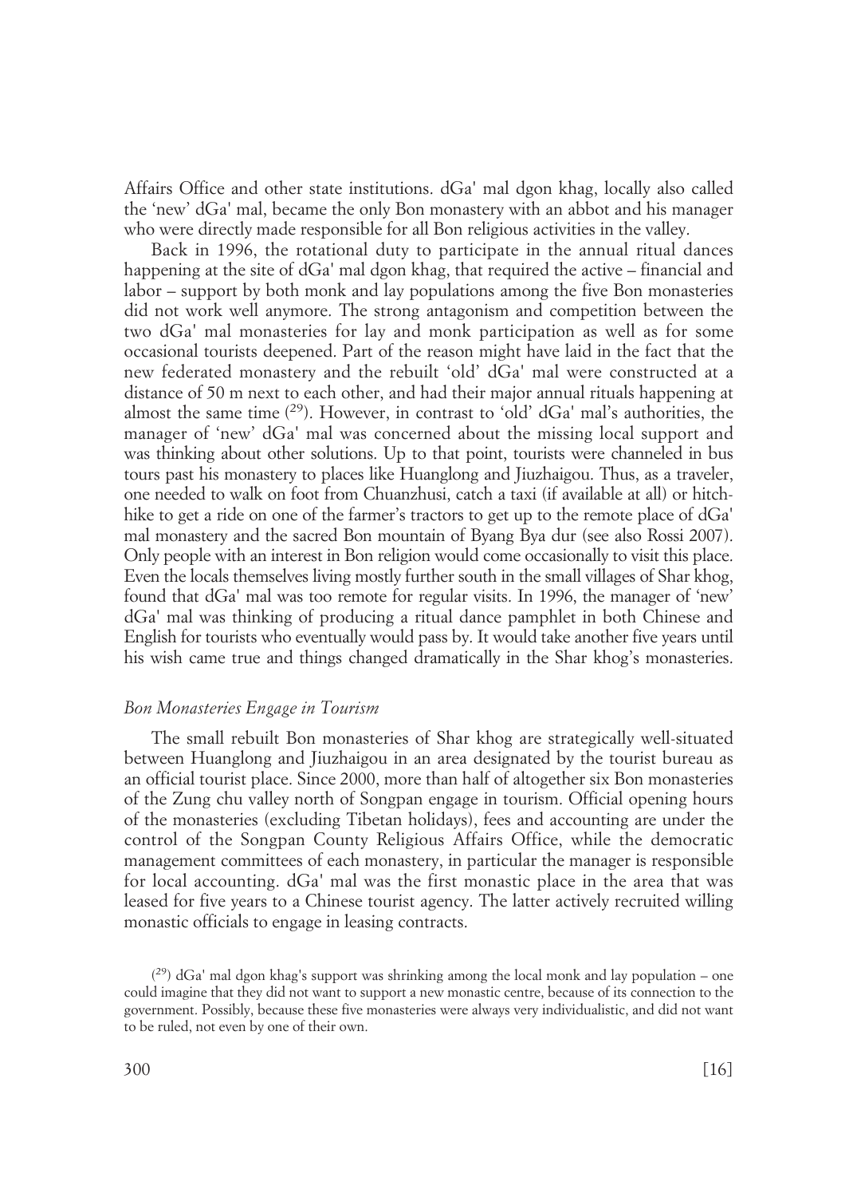Affairs Office and other state institutions. dGa' mal dgon khag, locally also called the 'new' dGa' mal, became the only Bon monastery with an abbot and his manager who were directly made responsible for all Bon religious activities in the valley.

Back in 1996, the rotational duty to participate in the annual ritual dances happening at the site of dGa' mal dgon khag, that required the active – financial and labor – support by both monk and lay populations among the five Bon monasteries did not work well anymore. The strong antagonism and competition between the two dGa' mal monasteries for lay and monk participation as well as for some occasional tourists deepened. Part of the reason might have laid in the fact that the new federated monastery and the rebuilt 'old' dGa' mal were constructed at a distance of 50 m next to each other, and had their major annual rituals happening at almost the same time (29). However, in contrast to 'old' dGa' mal's authorities, the manager of 'new' dGa' mal was concerned about the missing local support and was thinking about other solutions. Up to that point, tourists were channeled in bus tours past his monastery to places like Huanglong and Jiuzhaigou. Thus, as a traveler, one needed to walk on foot from Chuanzhusi, catch a taxi (if available at all) or hitch-hike to get a ride on one of the farmer's tractors to get up to the remote place of dGa' mal monastery and the sacred Bon mountain of Byang Bya dur (see also Rossi 2007). Only people with an interest in Bon religion would come occasionally to visit this place. Even the locals themselves living mostly further south in the small villages of Shar khog, found that dGa' mal was too remote for regular visits. In 1996, the manager of 'new' dGa' mal was thinking of producing a ritual dance pamphlet in both Chinese and English for tourists who eventually would pass by. It would take another five years until his wish came true and things changed dramatically in the Shar khog's monasteries.

### *Bon Monasteries Engage in Tourism*

The small rebuilt Bon monasteries of Shar khog are strategically well-situated between Huanglong and Jiuzhaigou in an area designated by the tourist bureau as an official tourist place. Since 2000, more than half of altogether six Bon monasteries of the Zung chu valley north of Songpan engage in tourism. Official opening hours of the monasteries (excluding Tibetan holidays), fees and accounting are under the control of the Songpan County Religious Affairs Office, while the democratic management committees of each monastery, in particular the manager is responsible for local accounting. dGa' mal was the first monastic place in the area that was leased for five years to a Chinese tourist agency. The latter actively recruited willing monastic officials to engage in leasing contracts.

(29) dGa' mal dgon khag's support was shrinking among the local monk and lay population – one could imagine that they did not want to support a new monastic centre, because of its connection to the government. Possibly, because these five monasteries were always very individualistic, and did not want to be ruled, not even by one of their own.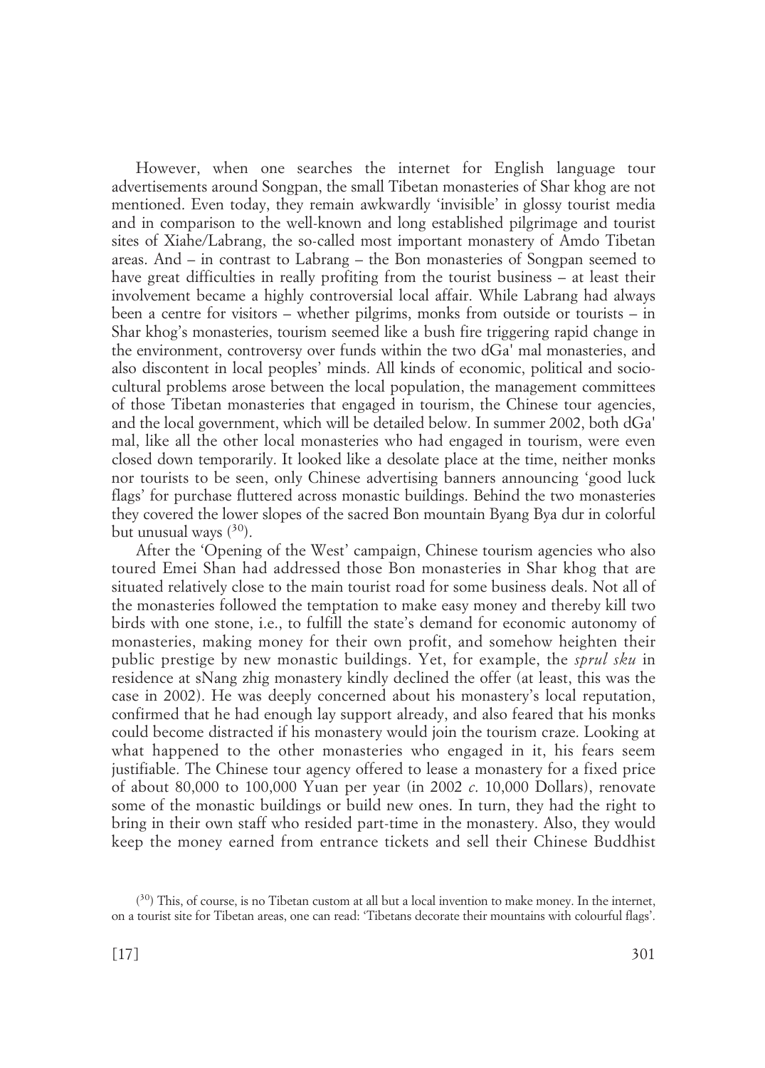However, when one searches the internet for English language tour advertisements around Songpan, the small Tibetan monasteries of Shar khog are not mentioned. Even today, they remain awkwardly 'invisible' in glossy tourist media and in comparison to the well-known and long established pilgrimage and tourist sites of Xiahe/Labrang, the so-called most important monastery of Amdo Tibetan areas. And – in contrast to Labrang – the Bon monasteries of Songpan seemed to have great difficulties in really profiting from the tourist business – at least their involvement became a highly controversial local affair. While Labrang had always been a centre for visitors – whether pilgrims, monks from outside or tourists – in Shar khog's monasteries, tourism seemed like a bush fire triggering rapid change in the environment, controversy over funds within the two dGa' mal monasteries, and also discontent in local peoples' minds. All kinds of economic, political and socio-cultural problems arose between the local population, the management committees of those Tibetan monasteries that engaged in tourism, the Chinese tour agencies, and the local government, which will be detailed below. In summer 2002, both dGa' mal, like all the other local monasteries who had engaged in tourism, were even closed down temporarily. It looked like a desolate place at the time, neither monks nor tourists to be seen, only Chinese advertising banners announcing 'good luck flags' for purchase fluttered across monastic buildings. Behind the two monasteries they covered the lower slopes of the sacred Bon mountain Byang Bya dur in colorful but unusual ways ([30]).

After the 'Opening of the West' campaign, Chinese tourism agencies who also toured Emei Shan had addressed those Bon monasteries in Shar khog that are situated relatively close to the main tourist road for some business deals. Not all of the monasteries followed the temptation to make easy money and thereby kill two birds with one stone, i.e., to fulfill the state's demand for economic autonomy of monasteries, making money for their own profit, and somehow heighten their public prestige by new monastic buildings. Yet, for example, the *sprul sku* in residence at sNang zhig monastery kindly declined the offer (at least, this was the case in 2002). He was deeply concerned about his monastery's local reputation, confirmed that he had enough lay support already, and also feared that his monks could become distracted if his monastery would join the tourism craze. Looking at what happened to the other monasteries who engaged in it, his fears seem justifiable. The Chinese tour agency offered to lease a monastery for a fixed price of about 80,000 to 100,000 Yuan per year (in 2002 *c.* 10,000 Dollars), renovate some of the monastic buildings or build new ones. In turn, they had the right to bring in their own staff who resided part-time in the monastery. Also, they would keep the money earned from entrance tickets and sell their Chinese Buddhist

([30]) This, of course, is no Tibetan custom at all but a local invention to make money. In the internet, on a tourist site for Tibetan areas, one can read: 'Tibetans decorate their mountains with colourful flags'.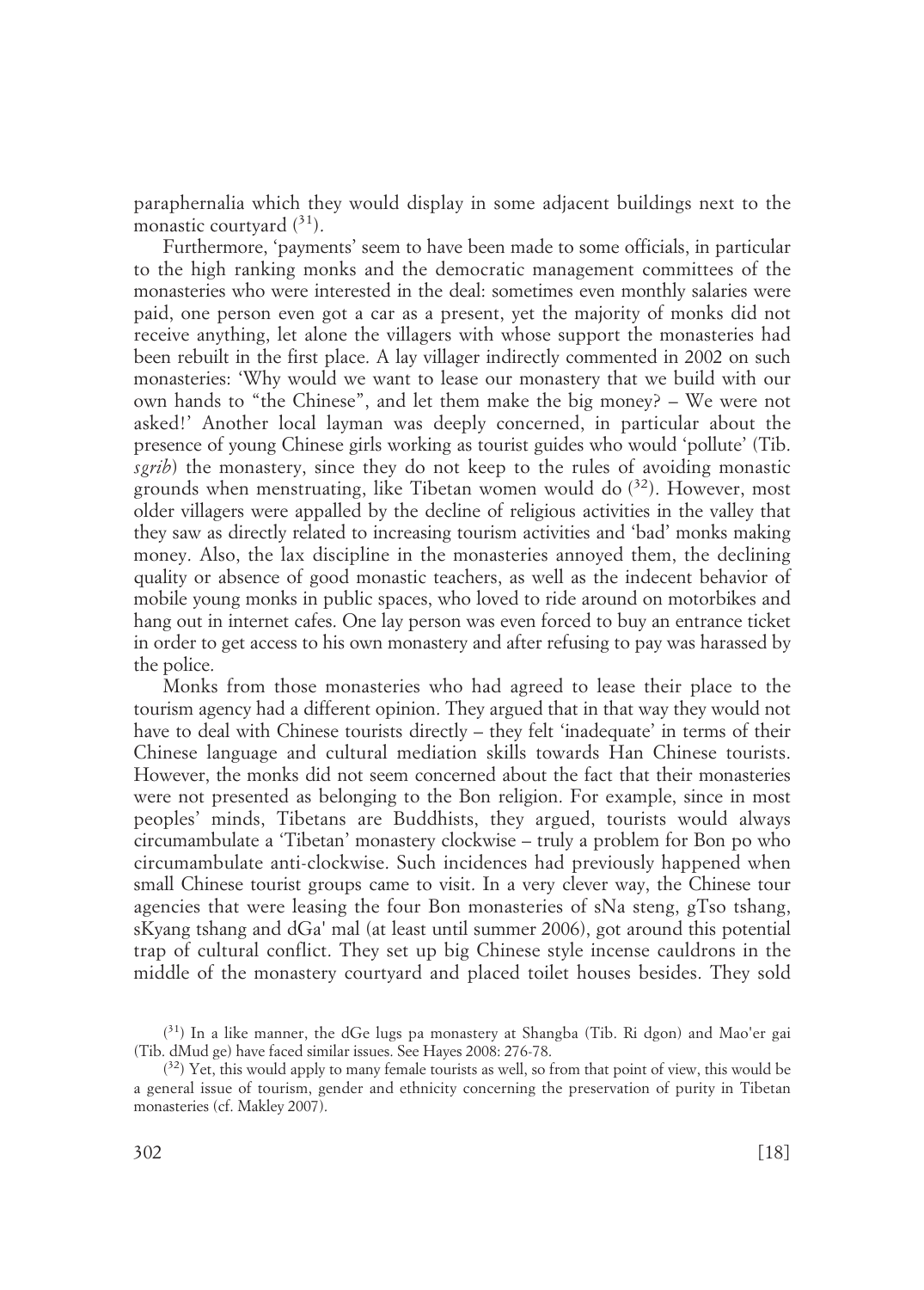paraphernalia which they would display in some adjacent buildings next to the monastic courtyard [31].

Furthermore, 'payments' seem to have been made to some officials, in particular to the high ranking monks and the democratic management committees of the monasteries who were interested in the deal: sometimes even monthly salaries were paid, one person even got a car as a present, yet the majority of monks did not receive anything, let alone the villagers with whose support the monasteries had been rebuilt in the first place. A lay villager indirectly commented in 2002 on such monasteries: 'Why would we want to lease our monastery that we build with our own hands to "the Chinese", and let them make the big money? – We were not asked!' Another local layman was deeply concerned, in particular about the presence of young Chinese girls working as tourist guides who would 'pollute' (Tib. *sgrib*) the monastery, since they do not keep to the rules of avoiding monastic grounds when menstruating, like Tibetan women would do [32]. However, most older villagers were appalled by the decline of religious activities in the valley that they saw as directly related to increasing tourism activities and 'bad' monks making money. Also, the lax discipline in the monasteries annoyed them, the declining quality or absence of good monastic teachers, as well as the indecent behavior of mobile young monks in public spaces, who loved to ride around on motorbikes and hang out in internet cafes. One lay person was even forced to buy an entrance ticket in order to get access to his own monastery and after refusing to pay was harassed by the police.

Monks from those monasteries who had agreed to lease their place to the tourism agency had a different opinion. They argued that in that way they would not have to deal with Chinese tourists directly – they felt 'inadequate' in terms of their Chinese language and cultural mediation skills towards Han Chinese tourists. However, the monks did not seem concerned about the fact that their monasteries were not presented as belonging to the Bon religion. For example, since in most peoples' minds, Tibetans are Buddhists, they argued, tourists would always circumambulate a 'Tibetan' monastery clockwise – truly a problem for Bon po who circumambulate anti-clockwise. Such incidences had previously happened when small Chinese tourist groups came to visit. In a very clever way, the Chinese tour agencies that were leasing the four Bon monasteries of sNa steng, gTso tshang, sKyang tshang and dGa' mal (at least until summer 2006), got around this potential trap of cultural conflict. They set up big Chinese style incense cauldrons in the middle of the monastery courtyard and placed toilet houses besides. They sold

[31] In a like manner, the dGe lugs pa monastery at Shangba (Tib. Ri dgon) and Mao'er gai (Tib. dMud ge) have faced similar issues. See Hayes 2008: 276-78.

[32] Yet, this would apply to many female tourists as well, so from that point of view, this would be a general issue of tourism, gender and ethnicity concerning the preservation of purity in Tibetan monasteries (cf. Makley 2007).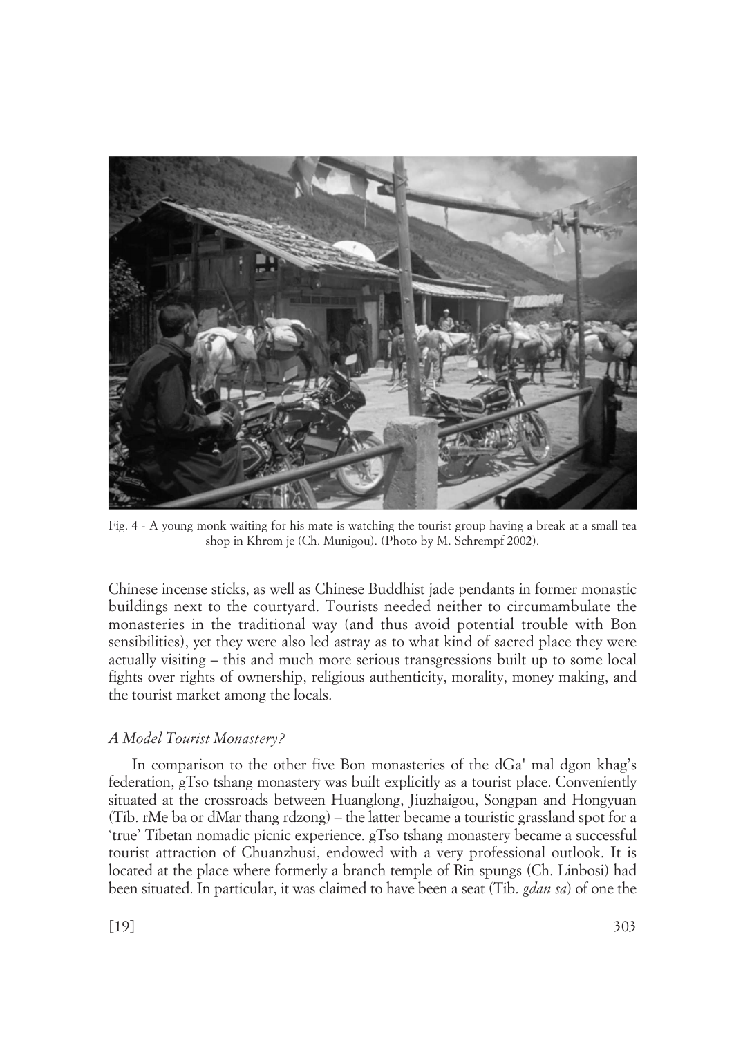Fig. 4 - A young monk waiting for his mate is watching the tourist group having a break at a small tea shop in Khrom je (Ch. Munigou). (Photo by M. Schrempf 2002).

Chinese incense sticks, as well as Chinese Buddhist jade pendants in former monastic buildings next to the courtyard. Tourists needed neither to circumambulate the monasteries in the traditional way (and thus avoid potential trouble with Bon sensibilities), yet they were also led astray as to what kind of sacred place they were actually visiting – this and much more serious transgressions built up to some local fights over rights of ownership, religious authenticity, morality, money making, and the tourist market among the locals.

### *A Model Tourist Monastery?*

In comparison to the other five Bon monasteries of the dGa' mal dgon khag's federation, gTso tshang monastery was built explicitly as a tourist place. Conveniently situated at the crossroads between Huanglong, Jiuzhaigou, Songpan and Hongyuan (Tib. rMe ba or dMar thang rdzong) – the latter became a touristic grassland spot for a 'true' Tibetan nomadic picnic experience. gTso tshang monastery became a successful tourist attraction of Chuanzhusi, endowed with a very professional outlook. It is located at the place where formerly a branch temple of Rin spungs (Ch. Linbosi) had been situated. In particular, it was claimed to have been a seat (Tib. *gdan sa*) of one the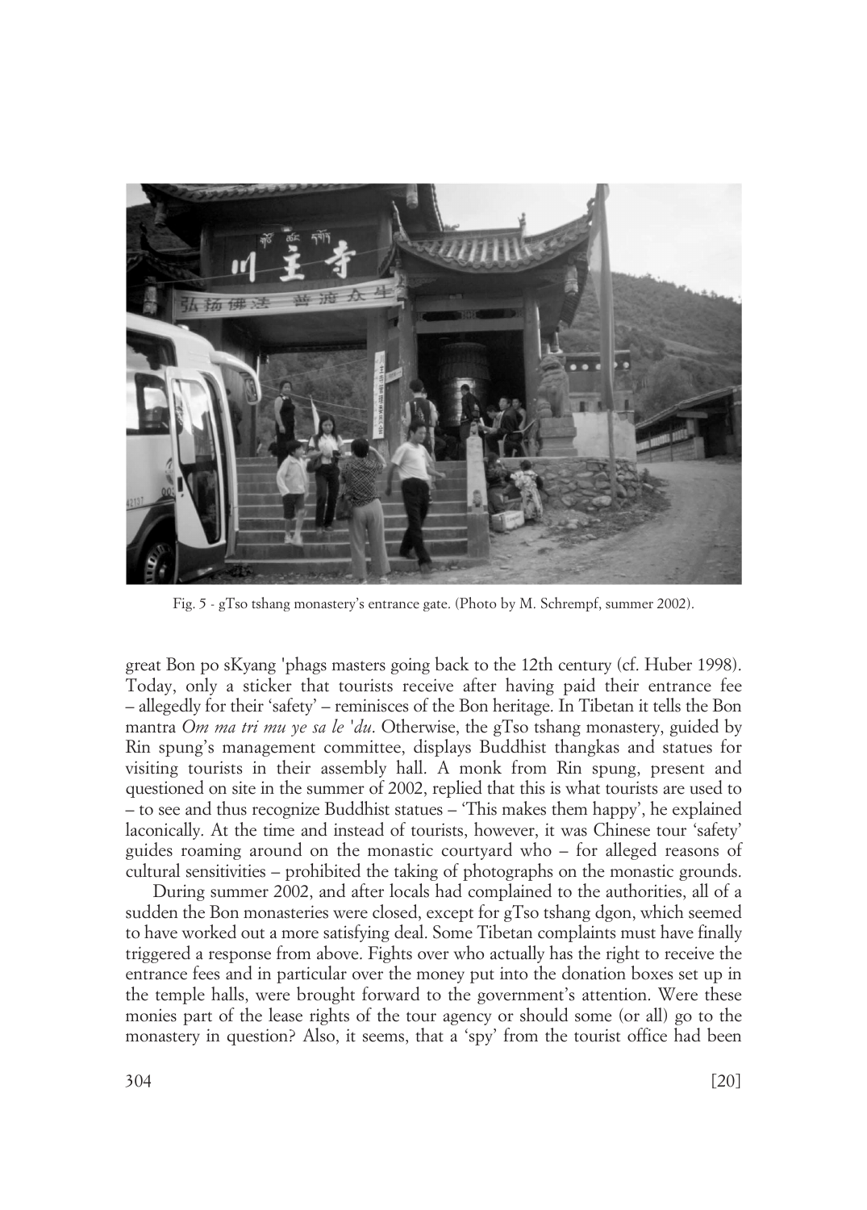Fig. 5 - gTso tshang monastery's entrance gate. (Photo by M. Schrempf, summer 2002).

great Bon po sKyang 'phags masters going back to the 12th century (cf. Huber 1998). Today, only a sticker that tourists receive after having paid their entrance fee – allegedly for their 'safety' – reminisces of the Bon heritage. In Tibetan it tells the Bon mantra *Om ma tri mu ye sa le 'du*. Otherwise, the gTso tshang monastery, guided by Rin spung's management committee, displays Buddhist thangkas and statues for visiting tourists in their assembly hall. A monk from Rin spung, present and questioned on site in the summer of 2002, replied that this is what tourists are used to – to see and thus recognize Buddhist statues – 'This makes them happy', he explained laconically. At the time and instead of tourists, however, it was Chinese tour 'safety' guides roaming around on the monastic courtyard who – for alleged reasons of cultural sensitivities – prohibited the taking of photographs on the monastic grounds.

During summer 2002, and after locals had complained to the authorities, all of a sudden the Bon monasteries were closed, except for gTso tshang dgon, which seemed to have worked out a more satisfying deal. Some Tibetan complaints must have finally triggered a response from above. Fights over who actually has the right to receive the entrance fees and in particular over the money put into the donation boxes set up in the temple halls, were brought forward to the government's attention. Were these monies part of the lease rights of the tour agency or should some (or all) go to the monastery in question? Also, it seems, that a 'spy' from the tourist office had been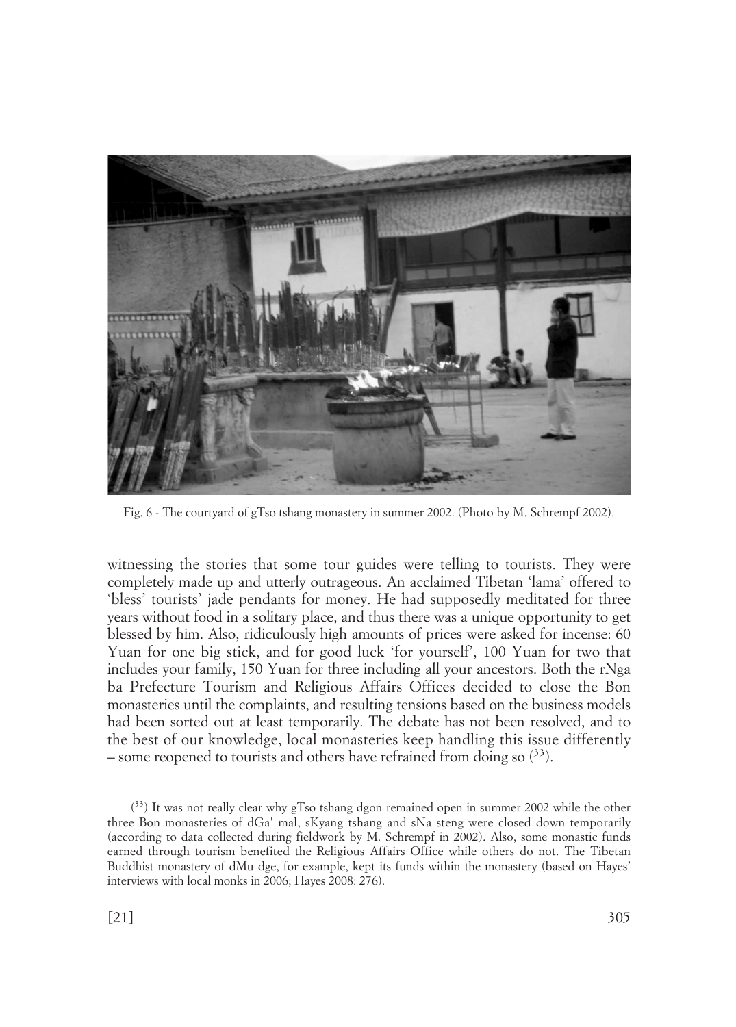Fig. 6 - The courtyard of gTso tshang monastery in summer 2002. (Photo by M. Schrempf 2002).

witnessing the stories that some tour guides were telling to tourists. They were completely made up and utterly outrageous. An acclaimed Tibetan 'lama' offered to 'bless' tourists' jade pendants for money. He had supposedly meditated for three years without food in a solitary place, and thus there was a unique opportunity to get blessed by him. Also, ridiculously high amounts of prices were asked for incense: 60 Yuan for one big stick, and for good luck 'for yourself', 100 Yuan for two that includes your family, 150 Yuan for three including all your ancestors. Both the rNga ba Prefecture Tourism and Religious Affairs Offices decided to close the Bon monasteries until the complaints, and resulting tensions based on the business models had been sorted out at least temporarily. The debate has not been resolved, and to the best of our knowledge, local monasteries keep handling this issue differently – some reopened to tourists and others have refrained from doing so [33].

[33] It was not really clear why gTso tshang dgon remained open in summer 2002 while the other three Bon monasteries of dGa' mal, sKyang tshang and sNa steng were closed down temporarily (according to data collected during fieldwork by M. Schrempf in 2002). Also, some monastic funds earned through tourism benefited the Religious Affairs Office while others do not. The Tibetan Buddhist monastery of dMu dge, for example, kept its funds within the monastery (based on Hayes' interviews with local monks in 2006; Hayes 2008: 276).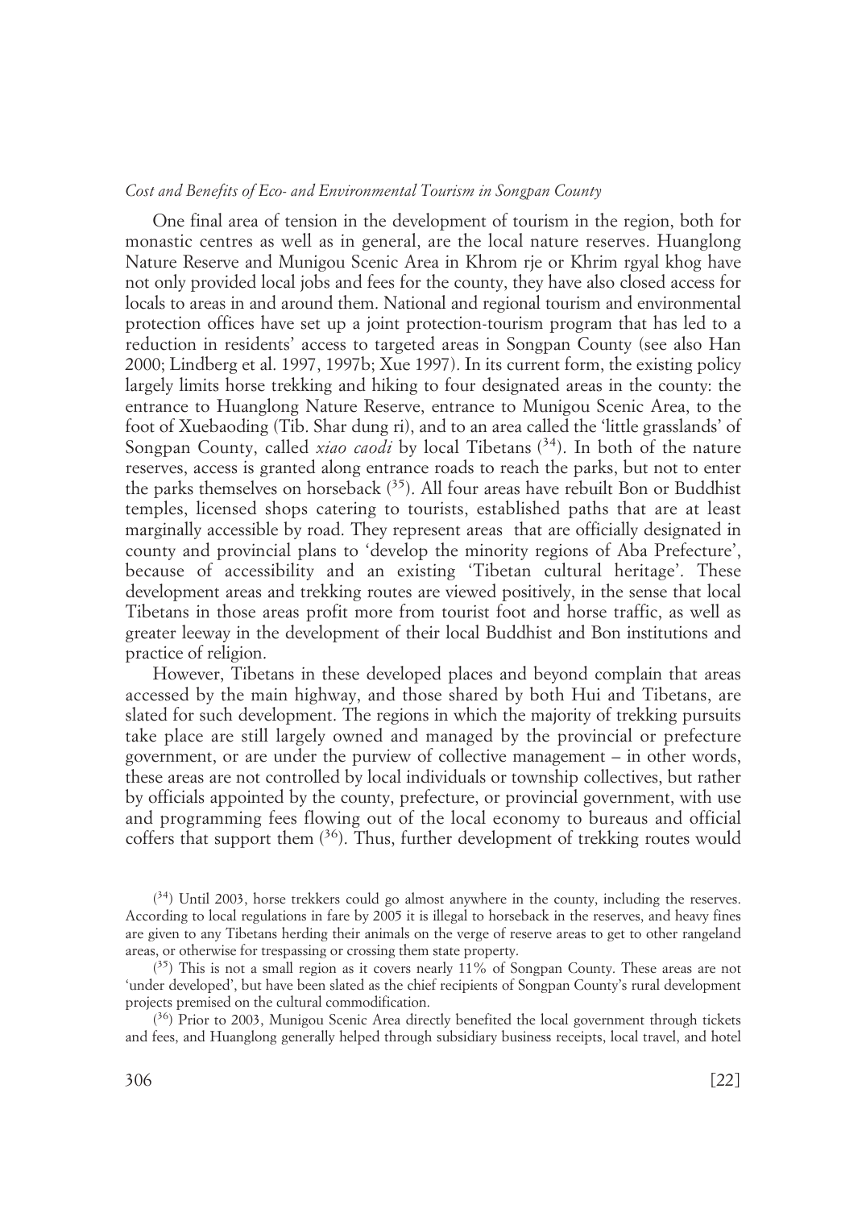### *Cost and Benefits of Eco- and Environmental Tourism in Songpan County*

One final area of tension in the development of tourism in the region, both for monastic centres as well as in general, are the local nature reserves. Huanglong Nature Reserve and Munigou Scenic Area in Khrom rje or Khrim rgyal khog have not only provided local jobs and fees for the county, they have also closed access for locals to areas in and around them. National and regional tourism and environmental protection offices have set up a joint protection-tourism program that has led to a reduction in residents' access to targeted areas in Songpan County (see also Han 2000; Lindberg et al. 1997, 1997b; Xue 1997). In its current form, the existing policy largely limits horse trekking and hiking to four designated areas in the county: the entrance to Huanglong Nature Reserve, entrance to Munigou Scenic Area, to the foot of Xuebaoding (Tib. Shar dung ri), and to an area called the 'little grasslands' of Songpan County, called *xiao caodi* by local Tibetans [34]. In both of the nature reserves, access is granted along entrance roads to reach the parks, but not to enter the parks themselves on horseback [35]. All four areas have rebuilt Bon or Buddhist temples, licensed shops catering to tourists, established paths that are at least marginally accessible by road. They represent areas that are officially designated in county and provincial plans to 'develop the minority regions of Aba Prefecture', because of accessibility and an existing 'Tibetan cultural heritage'. These development areas and trekking routes are viewed positively, in the sense that local Tibetans in those areas profit more from tourist foot and horse traffic, as well as greater leeway in the development of their local Buddhist and Bon institutions and practice of religion.

However, Tibetans in these developed places and beyond complain that areas accessed by the main highway, and those shared by both Hui and Tibetans, are slated for such development. The regions in which the majority of trekking pursuits take place are still largely owned and managed by the provincial or prefecture government, or are under the purview of collective management – in other words, these areas are not controlled by local individuals or township collectives, but rather by officials appointed by the county, prefecture, or provincial government, with use and programming fees flowing out of the local economy to bureaus and official coffers that support them [36]. Thus, further development of trekking routes would

(34) Until 2003, horse trekkers could go almost anywhere in the county, including the reserves. According to local regulations in fare by 2005 it is illegal to horseback in the reserves, and heavy fines are given to any Tibetans herding their animals on the verge of reserve areas to get to other rangeland areas, or otherwise for trespassing or crossing them state property.

(35) This is not a small region as it covers nearly 11% of Songpan County. These areas are not 'under developed', but have been slated as the chief recipients of Songpan County's rural development projects premised on the cultural commodification.

(36) Prior to 2003, Munigou Scenic Area directly benefited the local government through tickets and fees, and Huanglong generally helped through subsidiary business receipts, local travel, and hotel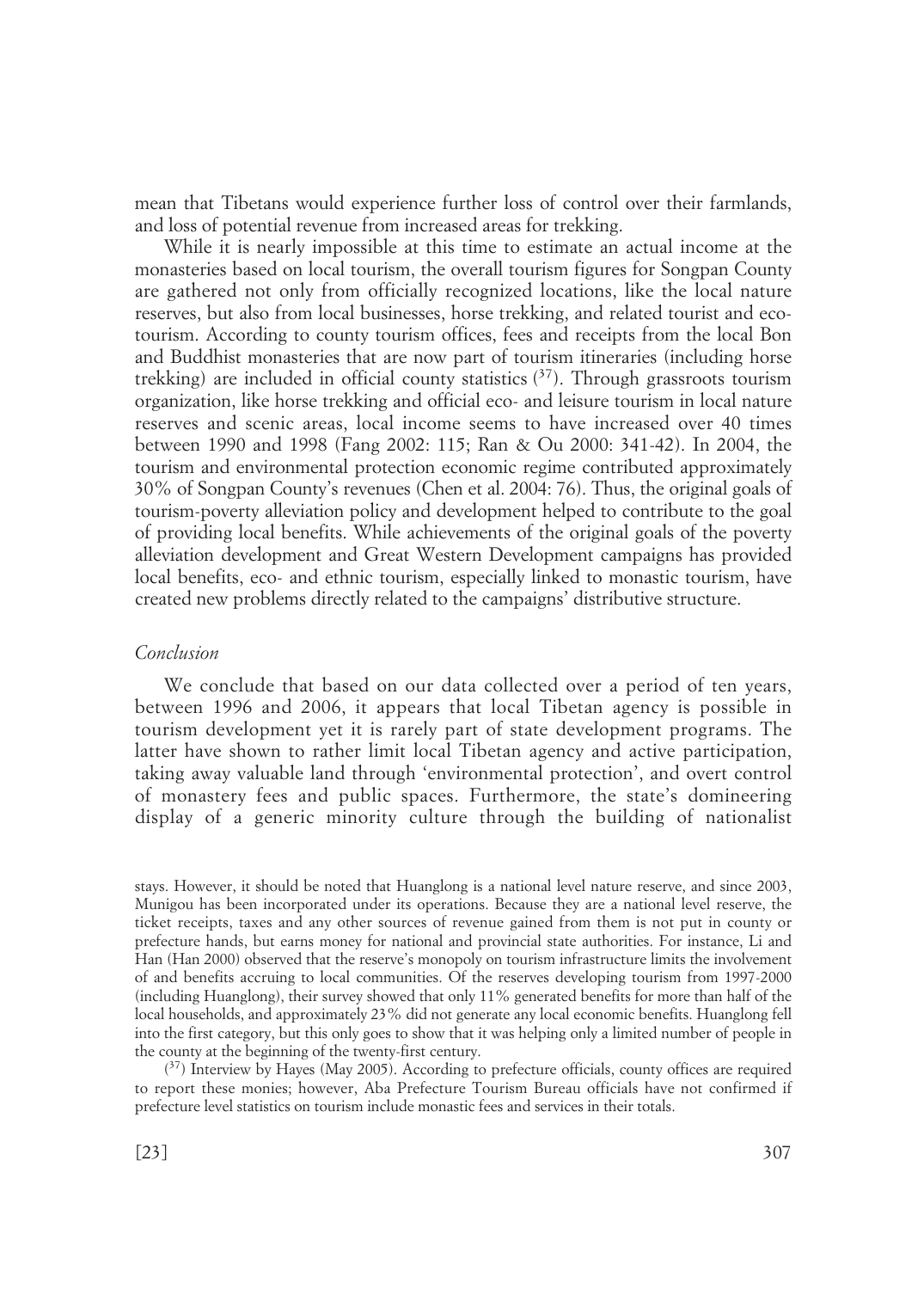mean that Tibetans would experience further loss of control over their farmlands, and loss of potential revenue from increased areas for trekking.

While it is nearly impossible at this time to estimate an actual income at the monasteries based on local tourism, the overall tourism figures for Songpan County are gathered not only from officially recognized locations, like the local nature reserves, but also from local businesses, horse trekking, and related tourist and eco-tourism. According to county tourism offices, fees and receipts from the local Bon and Buddhist monasteries that are now part of tourism itineraries (including horse trekking) are included in official county statistics ([37]). Through grassroots tourism organization, like horse trekking and official eco- and leisure tourism in local nature reserves and scenic areas, local income seems to have increased over 40 times between 1990 and 1998 (Fang 2002: 115; Ran & Ou 2000: 341-42). In 2004, the tourism and environmental protection economic regime contributed approximately 30% of Songpan County's revenues (Chen et al. 2004: 76). Thus, the original goals of tourism-poverty alleviation policy and development helped to contribute to the goal of providing local benefits. While achievements of the original goals of the poverty alleviation development and Great Western Development campaigns has provided local benefits, eco- and ethnic tourism, especially linked to monastic tourism, have created new problems directly related to the campaigns' distributive structure.

## *Conclusion*

We conclude that based on our data collected over a period of ten years, between 1996 and 2006, it appears that local Tibetan agency is possible in tourism development yet it is rarely part of state development programs. The latter have shown to rather limit local Tibetan agency and active participation, taking away valuable land through 'environmental protection', and overt control of monastery fees and public spaces. Furthermore, the state's domineering display of a generic minority culture through the building of nationalist

stays. However, it should be noted that Huanglong is a national level nature reserve, and since 2003, Munigou has been incorporated under its operations. Because they are a national level reserve, the ticket receipts, taxes and any other sources of revenue gained from them is not put in county or prefecture hands, but earns money for national and provincial state authorities. For instance, Li and Han (Han 2000) observed that the reserve's monopoly on tourism infrastructure limits the involvement of and benefits accruing to local communities. Of the reserves developing tourism from 1997-2000 (including Huanglong), their survey showed that only 11% generated benefits for more than half of the local households, and approximately 23% did not generate any local economic benefits. Huanglong fell into the first category, but this only goes to show that it was helping only a limited number of people in the county at the beginning of the twenty-first century.

([37]) Interview by Hayes (May 2005). According to prefecture officials, county offices are required to report these monies; however, Aba Prefecture Tourism Bureau officials have not confirmed if prefecture level statistics on tourism include monastic fees and services in their totals.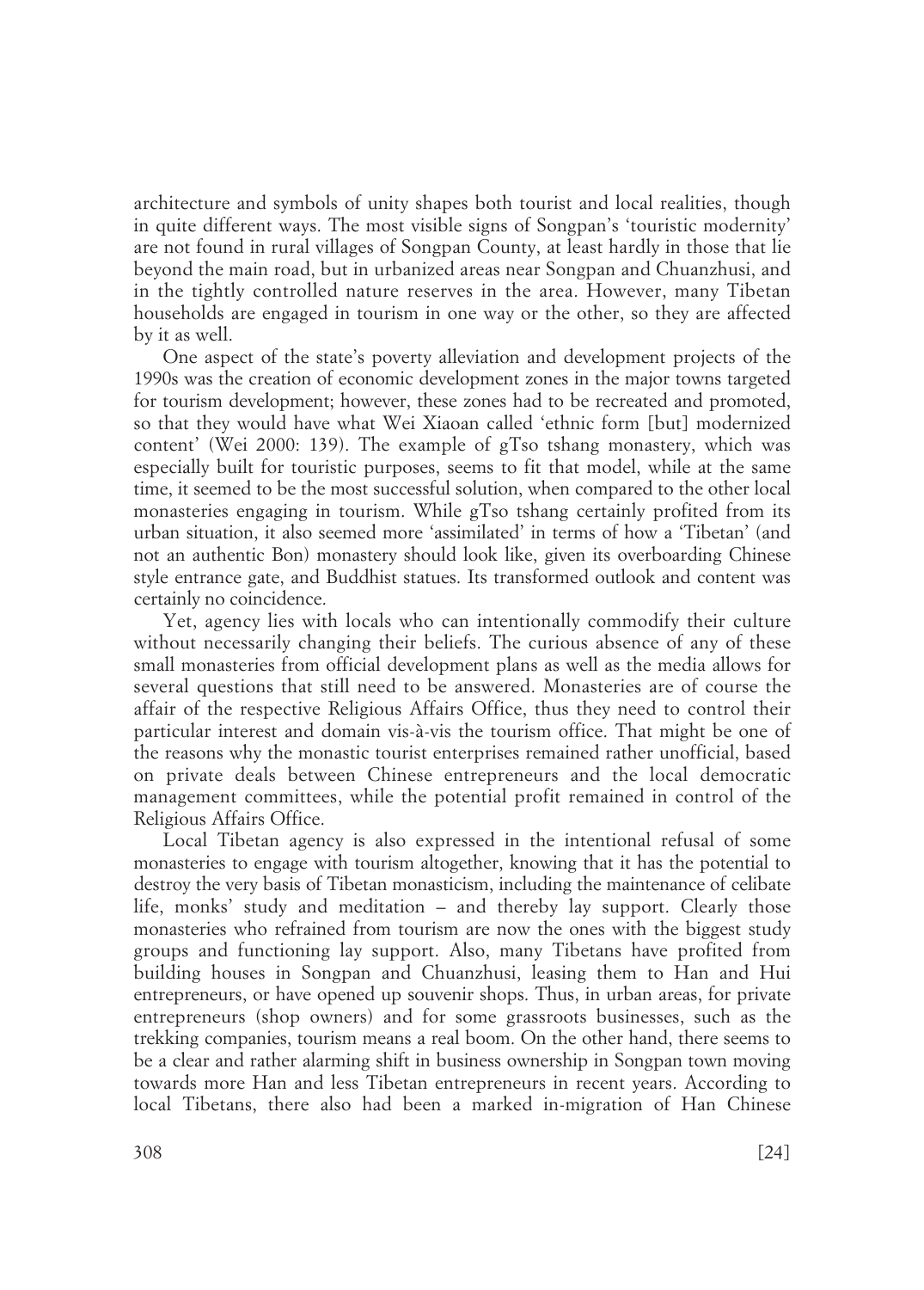architecture and symbols of unity shapes both tourist and local realities, though in quite different ways. The most visible signs of Songpan's 'touristic modernity' are not found in rural villages of Songpan County, at least hardly in those that lie beyond the main road, but in urbanized areas near Songpan and Chuanzhusi, and in the tightly controlled nature reserves in the area. However, many Tibetan households are engaged in tourism in one way or the other, so they are affected by it as well.

One aspect of the state's poverty alleviation and development projects of the 1990s was the creation of economic development zones in the major towns targeted for tourism development; however, these zones had to be recreated and promoted, so that they would have what Wei Xiaoan called 'ethnic form [but] modernized content' (Wei 2000: 139). The example of gTso tshang monastery, which was especially built for touristic purposes, seems to fit that model, while at the same time, it seemed to be the most successful solution, when compared to the other local monasteries engaging in tourism. While gTso tshang certainly profited from its urban situation, it also seemed more 'assimilated' in terms of how a 'Tibetan' (and not an authentic Bon) monastery should look like, given its overboarding Chinese style entrance gate, and Buddhist statues. Its transformed outlook and content was certainly no coincidence.

Yet, agency lies with locals who can intentionally commodify their culture without necessarily changing their beliefs. The curious absence of any of these small monasteries from official development plans as well as the media allows for several questions that still need to be answered. Monasteries are of course the affair of the respective Religious Affairs Office, thus they need to control their particular interest and domain vis-à-vis the tourism office. That might be one of the reasons why the monastic tourist enterprises remained rather unofficial, based on private deals between Chinese entrepreneurs and the local democratic management committees, while the potential profit remained in control of the Religious Affairs Office.

Local Tibetan agency is also expressed in the intentional refusal of some monasteries to engage with tourism altogether, knowing that it has the potential to destroy the very basis of Tibetan monasticism, including the maintenance of celibate life, monks' study and meditation – and thereby lay support. Clearly those monasteries who refrained from tourism are now the ones with the biggest study groups and functioning lay support. Also, many Tibetans have profited from building houses in Songpan and Chuanzhusi, leasing them to Han and Hui entrepreneurs, or have opened up souvenir shops. Thus, in urban areas, for private entrepreneurs (shop owners) and for some grassroots businesses, such as the trekking companies, tourism means a real boom. On the other hand, there seems to be a clear and rather alarming shift in business ownership in Songpan town moving towards more Han and less Tibetan entrepreneurs in recent years. According to local Tibetans, there also had been a marked in-migration of Han Chinese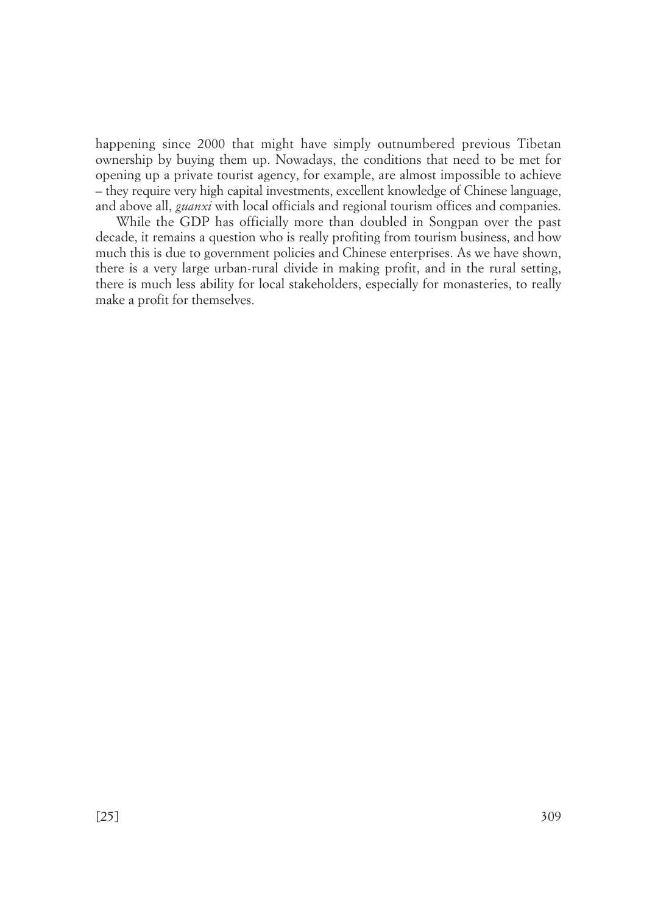happening since 2000 that might have simply outnumbered previous Tibetan ownership by buying them up. Nowadays, the conditions that need to be met for opening up a private tourist agency, for example, are almost impossible to achieve – they require very high capital investments, excellent knowledge of Chinese language, and above all, *guanxi* with local officials and regional tourism offices and companies.

While the GDP has officially more than doubled in Songpan over the past decade, it remains a question who is really profiting from tourism business, and how much this is due to government policies and Chinese enterprises. As we have shown, there is a very large urban-rural divide in making profit, and in the rural setting, there is much less ability for local stakeholders, especially for monasteries, to really make a profit for themselves.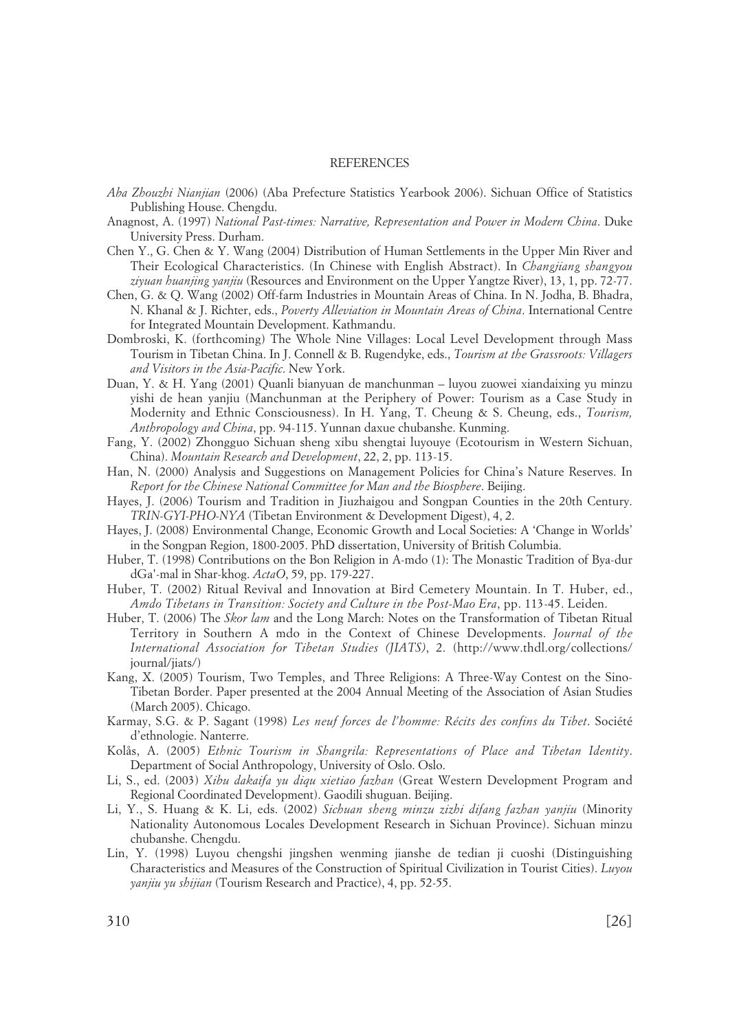## REFERENCES

*Aba Zhouzhi Nianjian* (2006) (Aba Prefecture Statistics Yearbook 2006). Sichuan Office of Statistics Publishing House. Chengdu.

Anagnost, A. (1997) *National Past-times: Narrative, Representation and Power in Modern China*. Duke University Press. Durham.

Chen Y., G. Chen & Y. Wang (2004) Distribution of Human Settlements in the Upper Min River and Their Ecological Characteristics. (In Chinese with English Abstract). In *Changjiang shangyou ziyuan huanjing yanjiu* (Resources and Environment on the Upper Yangtze River), 13, 1, pp. 72-77.

Chen, G. & Q. Wang (2002) Off-farm Industries in Mountain Areas of China. In N. Jodha, B. Bhadra, N. Khanal & J. Richter, eds., *Poverty Alleviation in Mountain Areas of China*. International Centre for Integrated Mountain Development. Kathmandu.

Dombroski, K. (forthcoming) The Whole Nine Villages: Local Level Development through Mass Tourism in Tibetan China. In J. Connell & B. Rugendyke, eds., *Tourism at the Grassroots: Villagers and Visitors in the Asia-Pacific.* New York.

Duan, Y. & H. Yang (2001) Quanli bianyuan de manchunman – luyou zuowei xiandaixing yu minzu yishi de hean yanjiu (Manchunman at the Periphery of Power: Tourism as a Case Study in Modernity and Ethnic Consciousness). In H. Yang, T. Cheung & S. Cheung, eds., *Tourism, Anthropology and China*, pp. 94-115. Yunnan daxue chubanshe. Kunming.

Fang, Y. (2002) Zhongguo Sichuan sheng xibu shengtai luyouye (Ecotourism in Western Sichuan, China). *Mountain Research and Development*, 22, 2, pp. 113-15.

Han, N. (2000) Analysis and Suggestions on Management Policies for China's Nature Reserves. In *Report for the Chinese National Committee for Man and the Biosphere*. Beijing.

Hayes, J. (2006) Tourism and Tradition in Jiuzhaigou and Songpan Counties in the 20th Century. *TRIN-GYI-PHO-NYA* (Tibetan Environment & Development Digest), 4, 2.

Hayes, J. (2008) Environmental Change, Economic Growth and Local Societies: A 'Change in Worlds' in the Songpan Region, 1800-2005. PhD dissertation, University of British Columbia.

Huber, T. (1998) Contributions on the Bon Religion in A-mdo (1): The Monastic Tradition of Bya-dur dGa'-mal in Shar-khog. *ActaO*, 59, pp. 179-227.

Huber, T. (2002) Ritual Revival and Innovation at Bird Cemetery Mountain. In T. Huber, ed., *Amdo Tibetans in Transition: Society and Culture in the Post-Mao Era*, pp. 113-45. Leiden.

Huber, T. (2006) The *Skor lam* and the Long March: Notes on the Transformation of Tibetan Ritual Territory in Southern A mdo in the Context of Chinese Developments. *Journal of the International Association for Tibetan Studies (JIATS)*, 2. (http://www.thdl.org/collections/journal/jiats/)

Kang, X. (2005) Tourism, Two Temples, and Three Religions: A Three-Way Contest on the Sino-Tibetan Border. Paper presented at the 2004 Annual Meeting of the Association of Asian Studies (March 2005). Chicago.

Karmay, S.G. & P. Sagant (1998) *Les neuf forces de l'homme: Récits des confins du Tibet*. Société d'ethnologie. Nanterre.

Kolås, A. (2005) *Ethnic Tourism in Shangrila: Representations of Place and Tibetan Identity*. Department of Social Anthropology, University of Oslo. Oslo.

Li, S., ed. (2003) *Xibu dakaifa yu diqu xietiao fazhan* (Great Western Development Program and Regional Coordinated Development). Gaodili shuguan. Beijing.

Li, Y., S. Huang & K. Li, eds. (2002) *Sichuan sheng minzu zizhi difang fazhan yanjiu* (Minority Nationality Autonomous Locales Development Research in Sichuan Province). Sichuan minzu chubanshe. Chengdu.

Lin, Y. (1998) Luyou chengshi jingshen wenming jianshe de tedian ji cuoshi (Distinguishing Characteristics and Measures of the Construction of Spiritual Civilization in Tourist Cities). *Luyou yanjiu yu shijian* (Tourism Research and Practice), 4, pp. 52-55.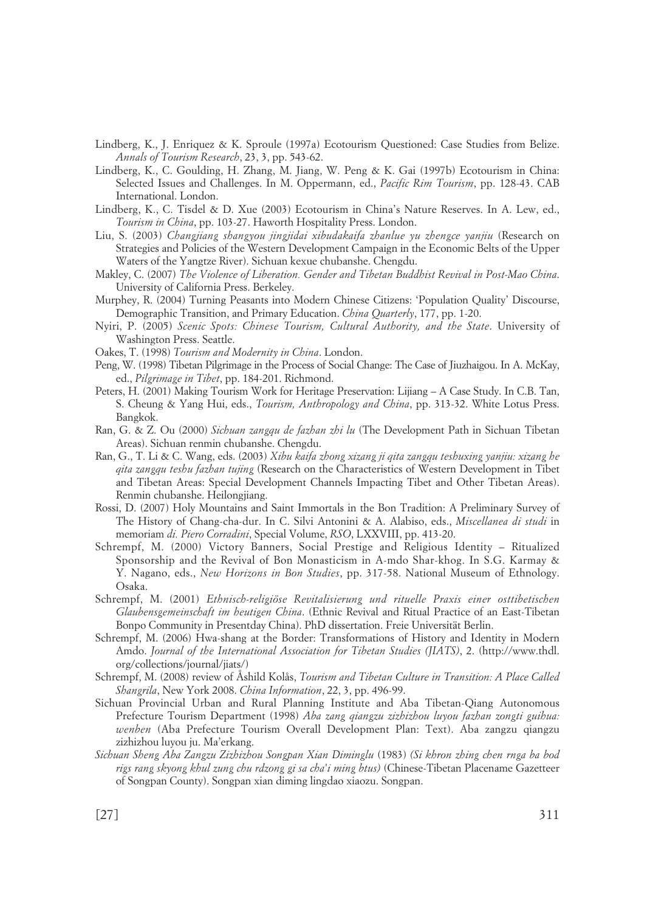Lindberg, K., J. Enriquez & K. Sproule (1997a) Ecotourism Questioned: Case Studies from Belize. *Annals of Tourism Research*, 23, 3, pp. 543-62.

Lindberg, K., C. Goulding, H. Zhang, M. Jiang, W. Peng & K. Gai (1997b) Ecotourism in China: Selected Issues and Challenges. In M. Oppermann, ed., *Pacific Rim Tourism*, pp. 128-43. CAB International. London.

Lindberg, K., C. Tisdel & D. Xue (2003) Ecotourism in China's Nature Reserves. In A. Lew, ed., *Tourism in China*, pp. 103-27. Haworth Hospitality Press. London.

Liu, S. (2003) *Changjiang shangyou jingjidai xibudakaifa zhanlue yu zhengce yanjiu* (Research on Strategies and Policies of the Western Development Campaign in the Economic Belts of the Upper Waters of the Yangtze River). Sichuan kexue chubanshe. Chengdu.

Makley, C. (2007) *The Violence of Liberation. Gender and Tibetan Buddhist Revival in Post-Mao China*. University of California Press. Berkeley.

Murphey, R. (2004) Turning Peasants into Modern Chinese Citizens: 'Population Quality' Discourse, Demographic Transition, and Primary Education. *China Quarterly*, 177, pp. 1-20.

Nyiri, P. (2005) *Scenic Spots: Chinese Tourism, Cultural Authority, and the State*. University of Washington Press. Seattle.

Oakes, T. (1998) *Tourism and Modernity in China*. London.

Peng, W. (1998) Tibetan Pilgrimage in the Process of Social Change: The Case of Jiuzhaigou. In A. McKay, ed., *Pilgrimage in Tibet*, pp. 184-201. Richmond.

Peters, H. (2001) Making Tourism Work for Heritage Preservation: Lijiang – A Case Study. In C.B. Tan, S. Cheung & Yang Hui, eds., *Tourism, Anthropology and China*, pp. 313-32. White Lotus Press. Bangkok.

Ran, G. & Z. Ou (2000) *Sichuan zangqu de fazhan zhi lu* (The Development Path in Sichuan Tibetan Areas). Sichuan renmin chubanshe. Chengdu.

Ran, G., T. Li & C. Wang, eds. (2003) *Xibu kaifa zhong xizang ji qita zangqu teshuxing yanjiu: xizang he qita zangqu teshu fazhan tujing* (Research on the Characteristics of Western Development in Tibet and Tibetan Areas: Special Development Channels Impacting Tibet and Other Tibetan Areas). Renmin chubanshe. Heilongjiang.

Rossi, D. (2007) Holy Mountains and Saint Immortals in the Bon Tradition: A Preliminary Survey of The History of Chang-cha-dur. In C. Silvi Antonini & A. Alabiso, eds., *Miscellanea di studi* in memoriam *di. Piero Corradini*, Special Volume, *RSO*, LXXVIII, pp. 413-20.

Schrempf, M. (2000) Victory Banners, Social Prestige and Religious Identity – Ritualized Sponsorship and the Revival of Bon Monasticism in A-mdo Shar-khog. In S.G. Karmay & Y. Nagano, eds., *New Horizons in Bon Studies*, pp. 317-58. National Museum of Ethnology. Osaka.

Schrempf, M. (2001) *Ethnisch-religiöse Revitalisierung und rituelle Praxis einer osttibetischen Glaubensgemeinschaft im heutigen China*. (Ethnic Revival and Ritual Practice of an East-Tibetan Bonpo Community in Presentday China). PhD dissertation. Freie Universität Berlin.

Schrempf, M. (2006) Hwa-shang at the Border: Transformations of History and Identity in Modern Amdo. *Journal of the International Association for Tibetan Studies (JIATS)*, 2. (http://www.thdl.org/collections/journal/jiats/)

Schrempf, M. (2008) review of Åshild Kolås, *Tourism and Tibetan Culture in Transition: A Place Called Shangrila*, New York 2008. *China Information*, 22, 3, pp. 496-99.

Sichuan Provincial Urban and Rural Planning Institute and Aba Tibetan-Qiang Autonomous Prefecture Tourism Department (1998) *Aba zang qiangzu zizhizhou luyou fazhan zongti guihua: wenben* (Aba Prefecture Tourism Overall Development Plan: Text). Aba zangzu qiangzu zizhizhou luyou ju. Ma'erkang.

*Sichuan Sheng Aba Zangzu Zizhizhou Songpan Xian Diminglu* (1983) *(Si khron zhing chen rnga ba bod rigs rang skyong khul zung chu rdzong gi sa cha'i ming btus)* (Chinese-Tibetan Placename Gazetteer of Songpan County). Songpan xian diming lingdao xiaozu. Songpan.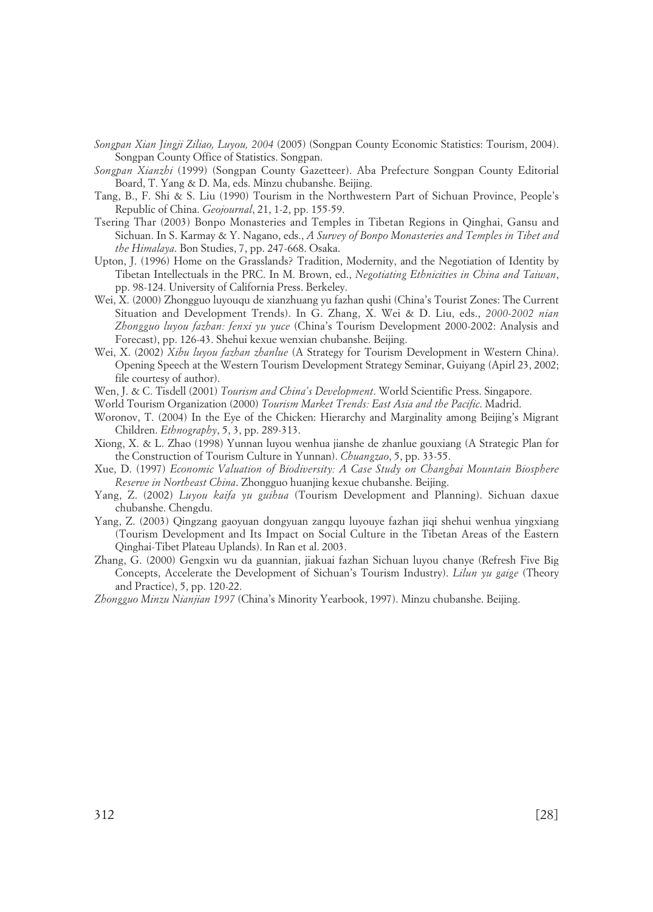*Songpan Xian Jingji Ziliao, Luyou, 2004* (2005) (Songpan County Economic Statistics: Tourism, 2004). Songpan County Office of Statistics. Songpan.

*Songpan Xianzhi* (1999) (Songpan County Gazetteer). Aba Prefecture Songpan County Editorial Board, T. Yang & D. Ma, eds. Minzu chubanshe. Beijing.

Tang, B., F. Shi & S. Liu (1990) Tourism in the Northwestern Part of Sichuan Province, People's Republic of China. *Geojournal*, 21, 1-2, pp. 155-59.

Tsering Thar (2003) Bonpo Monasteries and Temples in Tibetan Regions in Qinghai, Gansu and Sichuan. In S. Karmay & Y. Nagano, eds., *A Survey of Bonpo Monasteries and Temples in Tibet and the Himalaya*. Bon Studies, 7, pp. 247-668. Osaka.

Upton, J. (1996) Home on the Grasslands? Tradition, Modernity, and the Negotiation of Identity by Tibetan Intellectuals in the PRC. In M. Brown, ed., *Negotiating Ethnicities in China and Taiwan*, pp. 98-124. University of California Press. Berkeley.

Wei, X. (2000) Zhongguo luyouqu de xianzhuang yu fazhan qushi (China's Tourist Zones: The Current Situation and Development Trends). In G. Zhang, X. Wei & D. Liu, eds., *2000-2002 nian Zhongguo luyou fazhan: fenxi yu yuce* (China's Tourism Development 2000-2002: Analysis and Forecast), pp. 126-43. Shehui kexue wenxian chubanshe. Beijing.

Wei, X. (2002) *Xibu luyou fazhan zhanlue* (A Strategy for Tourism Development in Western China). Opening Speech at the Western Tourism Development Strategy Seminar, Guiyang (Apirl 23, 2002; file courtesy of author).

Wen, J. & C. Tisdell (2001) *Tourism and China's Development*. World Scientific Press. Singapore.

World Tourism Organization (2000) *Tourism Market Trends: East Asia and the Pacific*. Madrid.

Woronov, T. (2004) In the Eye of the Chicken: Hierarchy and Marginality among Beijing's Migrant Children. *Ethnography*, 5, 3, pp. 289-313.

Xiong, X. & L. Zhao (1998) Yunnan luyou wenhua jianshe de zhanlue gouxiang (A Strategic Plan for the Construction of Tourism Culture in Yunnan). *Chuangzao*, 5, pp. 33-55.

Xue, D. (1997) *Economic Valuation of Biodiversity: A Case Study on Changbai Mountain Biosphere Reserve in Northeast China*. Zhongguo huanjing kexue chubanshe. Beijing.

Yang, Z. (2002) *Luyou kaifa yu guihua* (Tourism Development and Planning). Sichuan daxue chubanshe. Chengdu.

Yang, Z. (2003) Qingzang gaoyuan dongyuan zangqu luyouye fazhan jiqi shehui wenhua yingxiang (Tourism Development and Its Impact on Social Culture in the Tibetan Areas of the Eastern Qinghai-Tibet Plateau Uplands). In Ran et al. 2003.

Zhang, G. (2000) Gengxin wu da guannian, jiakuai fazhan Sichuan luyou chanye (Refresh Five Big Concepts, Accelerate the Development of Sichuan's Tourism Industry). *Lilun yu gaige* (Theory and Practice), 5, pp. 120-22.

*Zhongguo Minzu Nianjian 1997* (China's Minority Yearbook, 1997). Minzu chubanshe. Beijing.